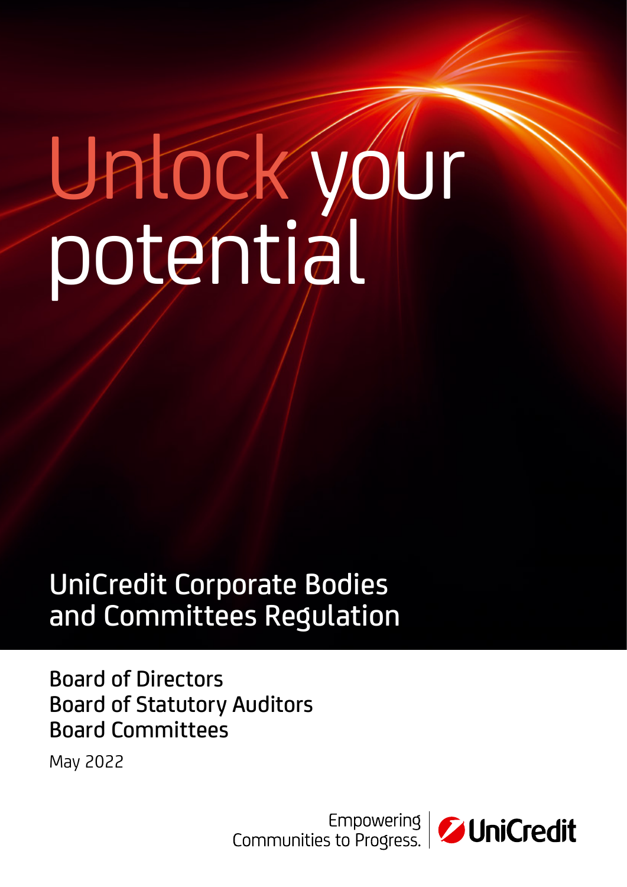# Unlock your potential

## UniCredit Corporate Bodies and Committees Regulation

Board of Directors
Board of Statutory Auditors
Board Committees

May 2022

Empowering Communities to Progress. | UniCredit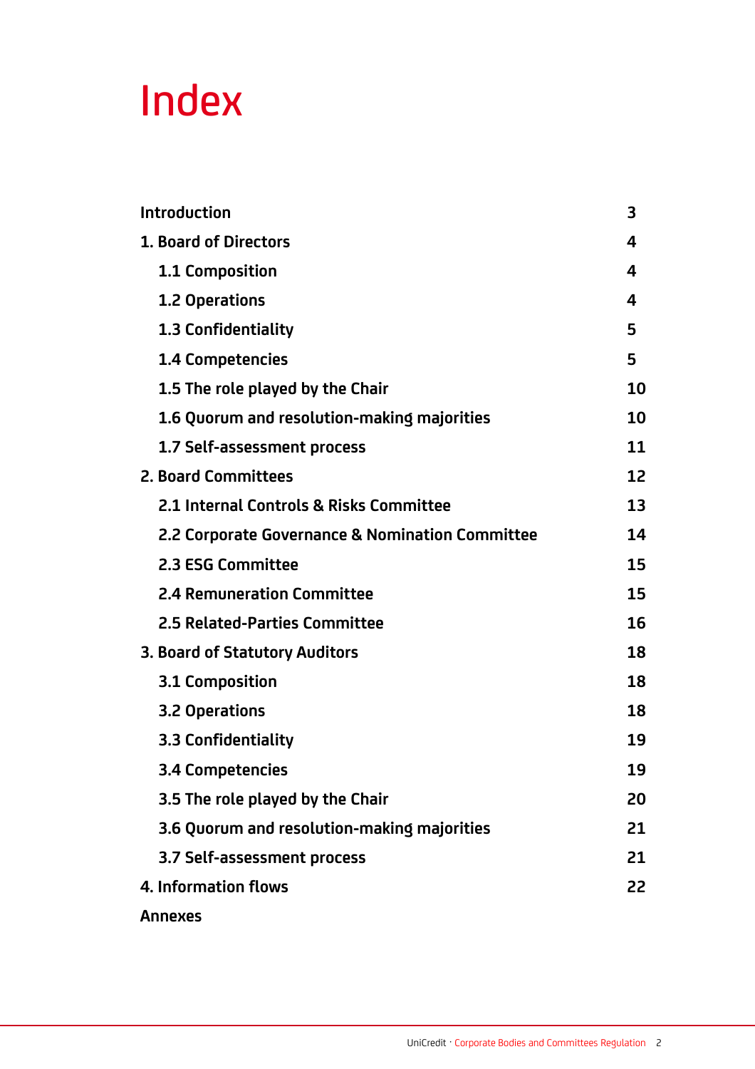# Index

| | |
|---|---|
| **Introduction** | **3** |
| **1. Board of Directors** | **4** |
| **1.1 Composition** | **4** |
| **1.2 Operations** | **4** |
| **1.3 Confidentiality** | **5** |
| **1.4 Competencies** | **5** |
| **1.5 The role played by the Chair** | **10** |
| **1.6 Quorum and resolution-making majorities** | **10** |
| **1.7 Self-assessment process** | **11** |
| **2. Board Committees** | **12** |
| **2.1 Internal Controls & Risks Committee** | **13** |
| **2.2 Corporate Governance & Nomination Committee** | **14** |
| **2.3 ESG Committee** | **15** |
| **2.4 Remuneration Committee** | **15** |
| **2.5 Related-Parties Committee** | **16** |
| **3. Board of Statutory Auditors** | **18** |
| **3.1 Composition** | **18** |
| **3.2 Operations** | **18** |
| **3.3 Confidentiality** | **19** |
| **3.4 Competencies** | **19** |
| **3.5 The role played by the Chair** | **20** |
| **3.6 Quorum and resolution-making majorities** | **21** |
| **3.7 Self-assessment process** | **21** |
| **4. Information flows** | **22** |
| **Annexes** | |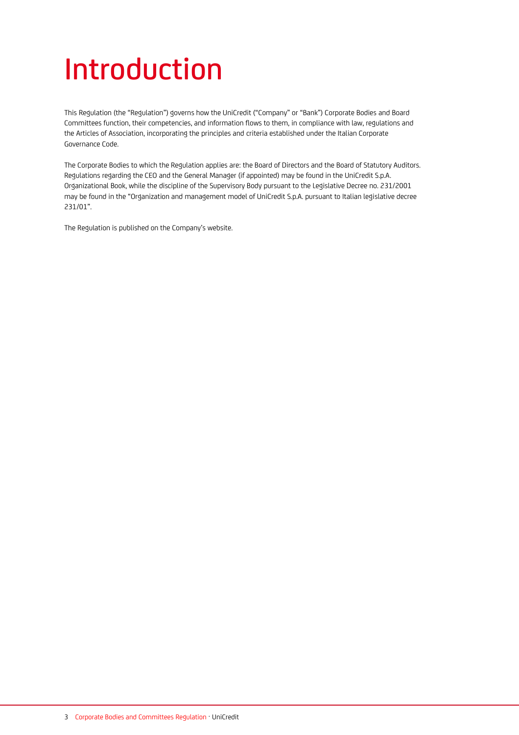# Introduction

This Regulation (the "Regulation") governs how the UniCredit ("Company" or "Bank") Corporate Bodies and Board Committees function, their competencies, and information flows to them, in compliance with law, regulations and the Articles of Association, incorporating the principles and criteria established under the Italian Corporate Governance Code.

The Corporate Bodies to which the Regulation applies are: the Board of Directors and the Board of Statutory Auditors. Regulations regarding the CEO and the General Manager (if appointed) may be found in the UniCredit S.p.A. Organizational Book, while the discipline of the Supervisory Body pursuant to the Legislative Decree no. 231/2001 may be found in the "Organization and management model of UniCredit S.p.A. pursuant to Italian legislative decree 231/01".

The Regulation is published on the Company's website.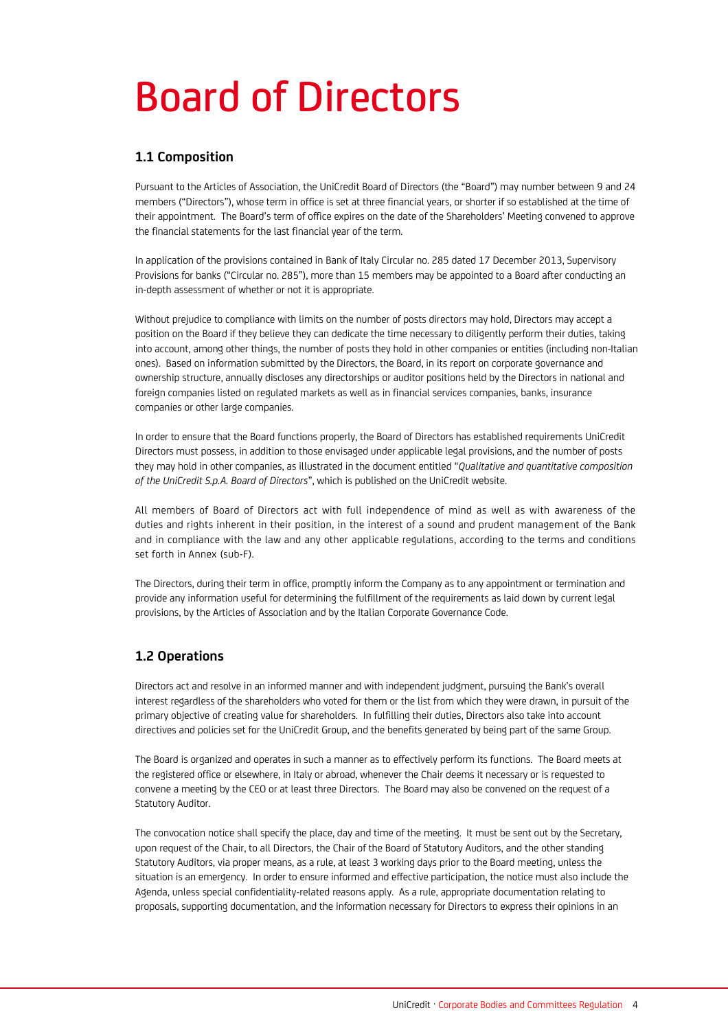# Board of Directors

## 1.1 Composition

Pursuant to the Articles of Association, the UniCredit Board of Directors (the "Board") may number between 9 and 24 members ("Directors"), whose term in office is set at three financial years, or shorter if so established at the time of their appointment. The Board's term of office expires on the date of the Shareholders' Meeting convened to approve the financial statements for the last financial year of the term.

In application of the provisions contained in Bank of Italy Circular no. 285 dated 17 December 2013, Supervisory Provisions for banks ("Circular no. 285"), more than 15 members may be appointed to a Board after conducting an in-depth assessment of whether or not it is appropriate.

Without prejudice to compliance with limits on the number of posts directors may hold, Directors may accept a position on the Board if they believe they can dedicate the time necessary to diligently perform their duties, taking into account, among other things, the number of posts they hold in other companies or entities (including non-Italian ones). Based on information submitted by the Directors, the Board, in its report on corporate governance and ownership structure, annually discloses any directorships or auditor positions held by the Directors in national and foreign companies listed on regulated markets as well as in financial services companies, banks, insurance companies or other large companies.

In order to ensure that the Board functions properly, the Board of Directors has established requirements UniCredit Directors must possess, in addition to those envisaged under applicable legal provisions, and the number of posts they may hold in other companies, as illustrated in the document entitled "*Qualitative and quantitative composition of the UniCredit S.p.A. Board of Directors*", which is published on the UniCredit website.

All members of Board of Directors act with full independence of mind as well as with awareness of the duties and rights inherent in their position, in the interest of a sound and prudent management of the Bank and in compliance with the law and any other applicable regulations, according to the terms and conditions set forth in Annex (sub-F).

The Directors, during their term in office, promptly inform the Company as to any appointment or termination and provide any information useful for determining the fulfillment of the requirements as laid down by current legal provisions, by the Articles of Association and by the Italian Corporate Governance Code.

## 1.2 Operations

Directors act and resolve in an informed manner and with independent judgment, pursuing the Bank's overall interest regardless of the shareholders who voted for them or the list from which they were drawn, in pursuit of the primary objective of creating value for shareholders. In fulfilling their duties, Directors also take into account directives and policies set for the UniCredit Group, and the benefits generated by being part of the same Group.

The Board is organized and operates in such a manner as to effectively perform its functions. The Board meets at the registered office or elsewhere, in Italy or abroad, whenever the Chair deems it necessary or is requested to convene a meeting by the CEO or at least three Directors. The Board may also be convened on the request of a Statutory Auditor.

The convocation notice shall specify the place, day and time of the meeting. It must be sent out by the Secretary, upon request of the Chair, to all Directors, the Chair of the Board of Statutory Auditors, and the other standing Statutory Auditors, via proper means, as a rule, at least 3 working days prior to the Board meeting, unless the situation is an emergency. In order to ensure informed and effective participation, the notice must also include the Agenda, unless special confidentiality-related reasons apply. As a rule, appropriate documentation relating to proposals, supporting documentation, and the information necessary for Directors to express their opinions in an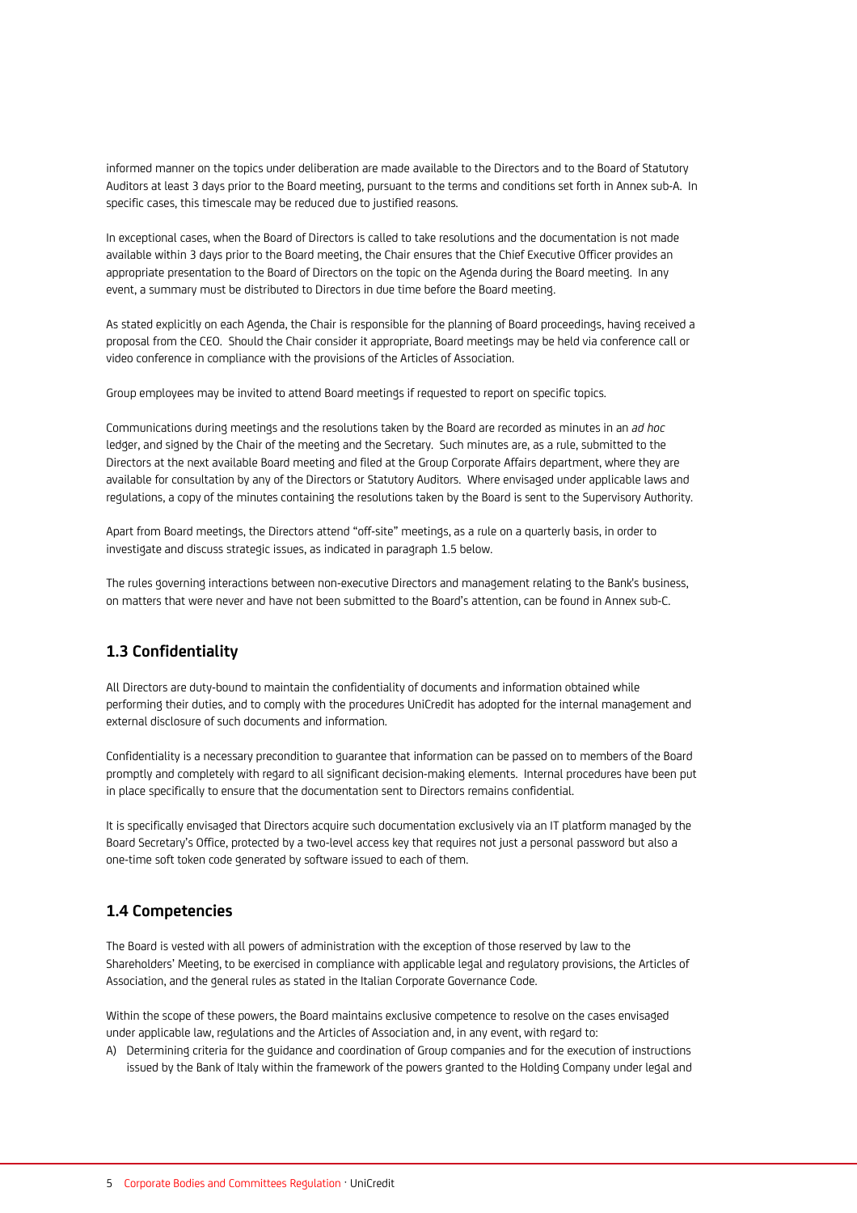informed manner on the topics under deliberation are made available to the Directors and to the Board of Statutory Auditors at least 3 days prior to the Board meeting, pursuant to the terms and conditions set forth in Annex sub-A. In specific cases, this timescale may be reduced due to justified reasons.

In exceptional cases, when the Board of Directors is called to take resolutions and the documentation is not made available within 3 days prior to the Board meeting, the Chair ensures that the Chief Executive Officer provides an appropriate presentation to the Board of Directors on the topic on the Agenda during the Board meeting. In any event, a summary must be distributed to Directors in due time before the Board meeting.

As stated explicitly on each Agenda, the Chair is responsible for the planning of Board proceedings, having received a proposal from the CEO. Should the Chair consider it appropriate, Board meetings may be held via conference call or video conference in compliance with the provisions of the Articles of Association.

Group employees may be invited to attend Board meetings if requested to report on specific topics.

Communications during meetings and the resolutions taken by the Board are recorded as minutes in an *ad hoc* ledger, and signed by the Chair of the meeting and the Secretary. Such minutes are, as a rule, submitted to the Directors at the next available Board meeting and filed at the Group Corporate Affairs department, where they are available for consultation by any of the Directors or Statutory Auditors. Where envisaged under applicable laws and regulations, a copy of the minutes containing the resolutions taken by the Board is sent to the Supervisory Authority.

Apart from Board meetings, the Directors attend "off-site" meetings, as a rule on a quarterly basis, in order to investigate and discuss strategic issues, as indicated in paragraph 1.5 below.

The rules governing interactions between non-executive Directors and management relating to the Bank's business, on matters that were never and have not been submitted to the Board's attention, can be found in Annex sub-C.

## 1.3 Confidentiality

All Directors are duty-bound to maintain the confidentiality of documents and information obtained while performing their duties, and to comply with the procedures UniCredit has adopted for the internal management and external disclosure of such documents and information.

Confidentiality is a necessary precondition to guarantee that information can be passed on to members of the Board promptly and completely with regard to all significant decision-making elements. Internal procedures have been put in place specifically to ensure that the documentation sent to Directors remains confidential.

It is specifically envisaged that Directors acquire such documentation exclusively via an IT platform managed by the Board Secretary's Office, protected by a two-level access key that requires not just a personal password but also a one-time soft token code generated by software issued to each of them.

## 1.4 Competencies

The Board is vested with all powers of administration with the exception of those reserved by law to the Shareholders' Meeting, to be exercised in compliance with applicable legal and regulatory provisions, the Articles of Association, and the general rules as stated in the Italian Corporate Governance Code.

Within the scope of these powers, the Board maintains exclusive competence to resolve on the cases envisaged under applicable law, regulations and the Articles of Association and, in any event, with regard to:

A) Determining criteria for the guidance and coordination of Group companies and for the execution of instructions issued by the Bank of Italy within the framework of the powers granted to the Holding Company under legal and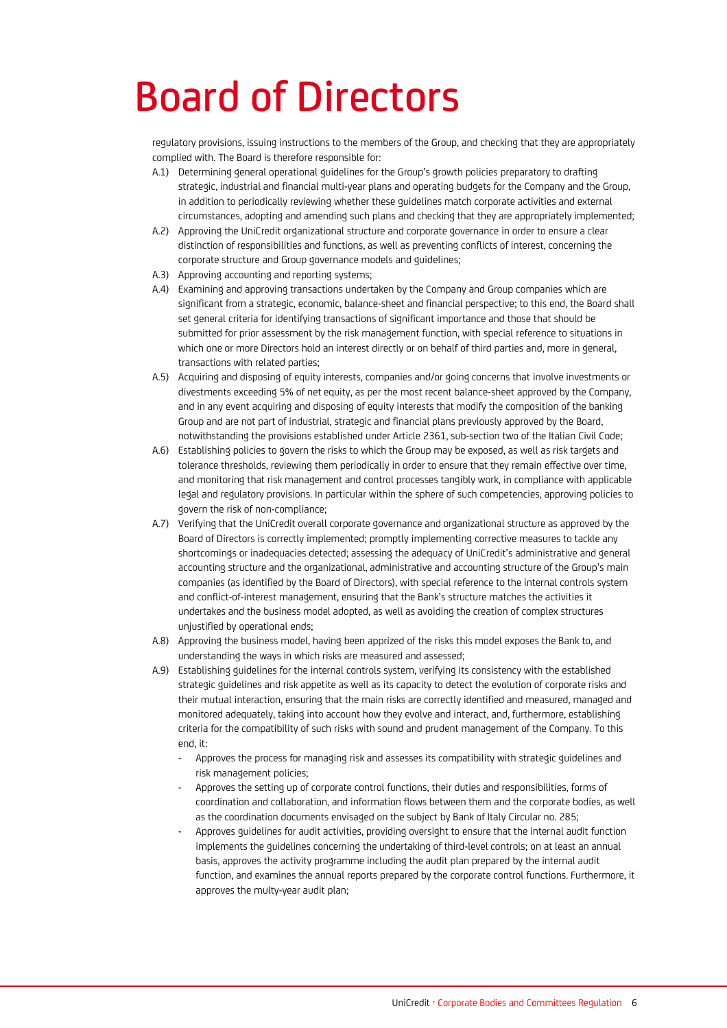# Board of Directors

regulatory provisions, issuing instructions to the members of the Group, and checking that they are appropriately complied with. The Board is therefore responsible for:

A.1) Determining general operational guidelines for the Group's growth policies preparatory to drafting strategic, industrial and financial multi-year plans and operating budgets for the Company and the Group, in addition to periodically reviewing whether these guidelines match corporate activities and external circumstances, adopting and amending such plans and checking that they are appropriately implemented;

A.2) Approving the UniCredit organizational structure and corporate governance in order to ensure a clear distinction of responsibilities and functions, as well as preventing conflicts of interest, concerning the corporate structure and Group governance models and guidelines;

A.3) Approving accounting and reporting systems;

A.4) Examining and approving transactions undertaken by the Company and Group companies which are significant from a strategic, economic, balance-sheet and financial perspective; to this end, the Board shall set general criteria for identifying transactions of significant importance and those that should be submitted for prior assessment by the risk management function, with special reference to situations in which one or more Directors hold an interest directly or on behalf of third parties and, more in general, transactions with related parties;

A.5) Acquiring and disposing of equity interests, companies and/or going concerns that involve investments or divestments exceeding 5% of net equity, as per the most recent balance-sheet approved by the Company, and in any event acquiring and disposing of equity interests that modify the composition of the banking Group and are not part of industrial, strategic and financial plans previously approved by the Board, notwithstanding the provisions established under Article 2361, sub-section two of the Italian Civil Code;

A.6) Establishing policies to govern the risks to which the Group may be exposed, as well as risk targets and tolerance thresholds, reviewing them periodically in order to ensure that they remain effective over time, and monitoring that risk management and control processes tangibly work, in compliance with applicable legal and regulatory provisions. In particular within the sphere of such competencies, approving policies to govern the risk of non-compliance;

A.7) Verifying that the UniCredit overall corporate governance and organizational structure as approved by the Board of Directors is correctly implemented; promptly implementing corrective measures to tackle any shortcomings or inadequacies detected; assessing the adequacy of UniCredit's administrative and general accounting structure and the organizational, administrative and accounting structure of the Group's main companies (as identified by the Board of Directors), with special reference to the internal controls system and conflict-of-interest management, ensuring that the Bank's structure matches the activities it undertakes and the business model adopted, as well as avoiding the creation of complex structures unjustified by operational ends;

A.8) Approving the business model, having been apprized of the risks this model exposes the Bank to, and understanding the ways in which risks are measured and assessed;

A.9) Establishing guidelines for the internal controls system, verifying its consistency with the established strategic guidelines and risk appetite as well as its capacity to detect the evolution of corporate risks and their mutual interaction, ensuring that the main risks are correctly identified and measured, managed and monitored adequately, taking into account how they evolve and interact, and, furthermore, establishing criteria for the compatibility of such risks with sound and prudent management of the Company. To this end, it:

- Approves the process for managing risk and assesses its compatibility with strategic guidelines and risk management policies;
- Approves the setting up of corporate control functions, their duties and responsibilities, forms of coordination and collaboration, and information flows between them and the corporate bodies, as well as the coordination documents envisaged on the subject by Bank of Italy Circular no. 285;
- Approves guidelines for audit activities, providing oversight to ensure that the internal audit function implements the guidelines concerning the undertaking of third-level controls; on at least an annual basis, approves the activity programme including the audit plan prepared by the internal audit function, and examines the annual reports prepared by the corporate control functions. Furthermore, it approves the multy-year audit plan;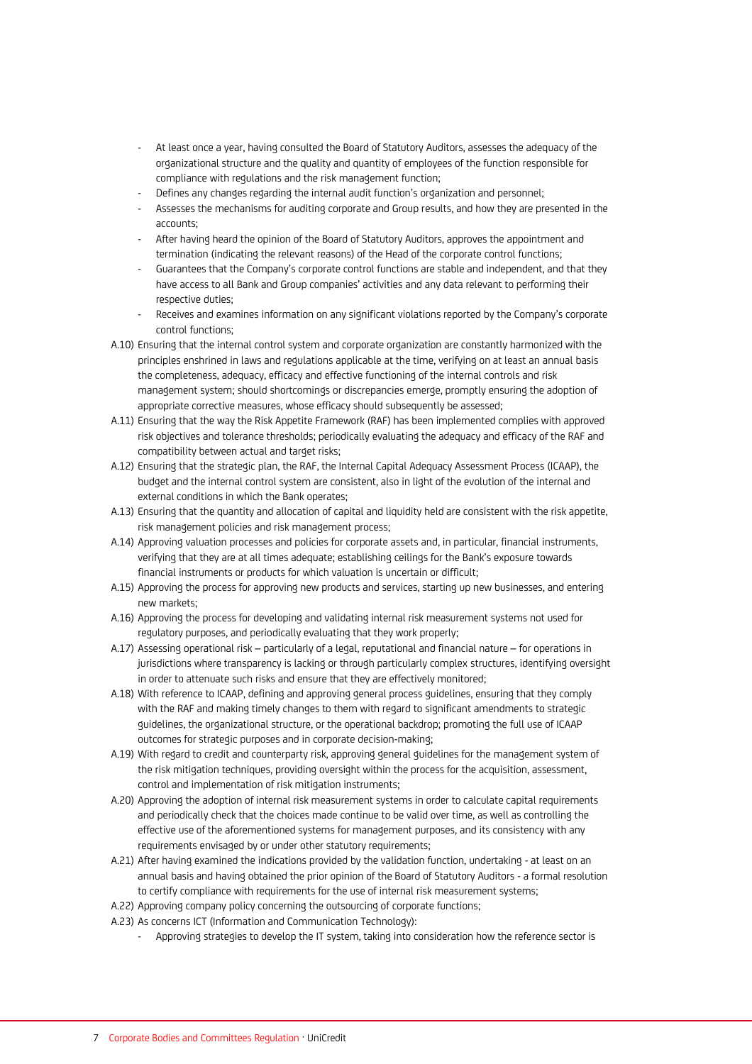- At least once a year, having consulted the Board of Statutory Auditors, assesses the adequacy of the organizational structure and the quality and quantity of employees of the function responsible for compliance with regulations and the risk management function;
- Defines any changes regarding the internal audit function's organization and personnel;
- Assesses the mechanisms for auditing corporate and Group results, and how they are presented in the accounts;
- After having heard the opinion of the Board of Statutory Auditors, approves the appointment and termination (indicating the relevant reasons) of the Head of the corporate control functions;
- Guarantees that the Company's corporate control functions are stable and independent, and that they have access to all Bank and Group companies' activities and any data relevant to performing their respective duties;
- Receives and examines information on any significant violations reported by the Company's corporate control functions;

A.10) Ensuring that the internal control system and corporate organization are constantly harmonized with the principles enshrined in laws and regulations applicable at the time, verifying on at least an annual basis the completeness, adequacy, efficacy and effective functioning of the internal controls and risk management system; should shortcomings or discrepancies emerge, promptly ensuring the adoption of appropriate corrective measures, whose efficacy should subsequently be assessed;

A.11) Ensuring that the way the Risk Appetite Framework (RAF) has been implemented complies with approved risk objectives and tolerance thresholds; periodically evaluating the adequacy and efficacy of the RAF and compatibility between actual and target risks;

A.12) Ensuring that the strategic plan, the RAF, the Internal Capital Adequacy Assessment Process (ICAAP), the budget and the internal control system are consistent, also in light of the evolution of the internal and external conditions in which the Bank operates;

A.13) Ensuring that the quantity and allocation of capital and liquidity held are consistent with the risk appetite, risk management policies and risk management process;

A.14) Approving valuation processes and policies for corporate assets and, in particular, financial instruments, verifying that they are at all times adequate; establishing ceilings for the Bank's exposure towards financial instruments or products for which valuation is uncertain or difficult;

A.15) Approving the process for approving new products and services, starting up new businesses, and entering new markets;

A.16) Approving the process for developing and validating internal risk measurement systems not used for regulatory purposes, and periodically evaluating that they work properly;

A.17) Assessing operational risk – particularly of a legal, reputational and financial nature – for operations in jurisdictions where transparency is lacking or through particularly complex structures, identifying oversight in order to attenuate such risks and ensure that they are effectively monitored;

A.18) With reference to ICAAP, defining and approving general process guidelines, ensuring that they comply with the RAF and making timely changes to them with regard to significant amendments to strategic guidelines, the organizational structure, or the operational backdrop; promoting the full use of ICAAP outcomes for strategic purposes and in corporate decision-making;

A.19) With regard to credit and counterparty risk, approving general guidelines for the management system of the risk mitigation techniques, providing oversight within the process for the acquisition, assessment, control and implementation of risk mitigation instruments;

A.20) Approving the adoption of internal risk measurement systems in order to calculate capital requirements and periodically check that the choices made continue to be valid over time, as well as controlling the effective use of the aforementioned systems for management purposes, and its consistency with any requirements envisaged by or under other statutory requirements;

A.21) After having examined the indications provided by the validation function, undertaking - at least on an annual basis and having obtained the prior opinion of the Board of Statutory Auditors - a formal resolution to certify compliance with requirements for the use of internal risk measurement systems;

A.22) Approving company policy concerning the outsourcing of corporate functions;

A.23) As concerns ICT (Information and Communication Technology):
- Approving strategies to develop the IT system, taking into consideration how the reference sector is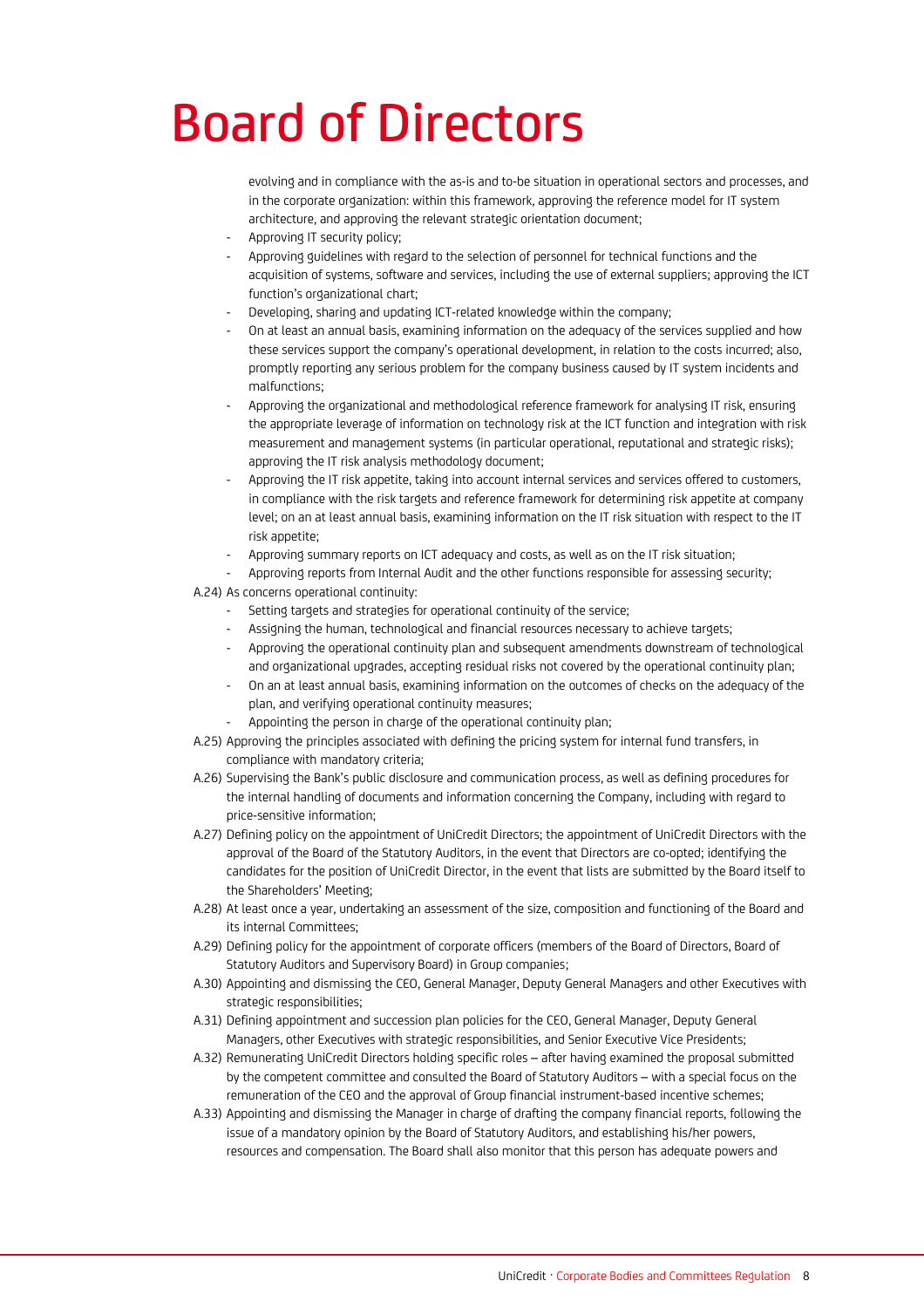# Board of Directors

evolving and in compliance with the as-is and to-be situation in operational sectors and processes, and in the corporate organization: within this framework, approving the reference model for IT system architecture, and approving the relevant strategic orientation document;

- Approving IT security policy;
- Approving guidelines with regard to the selection of personnel for technical functions and the acquisition of systems, software and services, including the use of external suppliers; approving the ICT function's organizational chart;
- Developing, sharing and updating ICT-related knowledge within the company;
- On at least an annual basis, examining information on the adequacy of the services supplied and how these services support the company's operational development, in relation to the costs incurred; also, promptly reporting any serious problem for the company business caused by IT system incidents and malfunctions;
- Approving the organizational and methodological reference framework for analysing IT risk, ensuring the appropriate leverage of information on technology risk at the ICT function and integration with risk measurement and management systems (in particular operational, reputational and strategic risks); approving the IT risk analysis methodology document;
- Approving the IT risk appetite, taking into account internal services and services offered to customers, in compliance with the risk targets and reference framework for determining risk appetite at company level; on an at least annual basis, examining information on the IT risk situation with respect to the IT risk appetite;
- Approving summary reports on ICT adequacy and costs, as well as on the IT risk situation;
- Approving reports from Internal Audit and the other functions responsible for assessing security;

A.24) As concerns operational continuity:

- Setting targets and strategies for operational continuity of the service;
- Assigning the human, technological and financial resources necessary to achieve targets;
- Approving the operational continuity plan and subsequent amendments downstream of technological and organizational upgrades, accepting residual risks not covered by the operational continuity plan;
- On an at least annual basis, examining information on the outcomes of checks on the adequacy of the plan, and verifying operational continuity measures;
- Appointing the person in charge of the operational continuity plan;

A.25) Approving the principles associated with defining the pricing system for internal fund transfers, in compliance with mandatory criteria;

A.26) Supervising the Bank's public disclosure and communication process, as well as defining procedures for the internal handling of documents and information concerning the Company, including with regard to price-sensitive information;

A.27) Defining policy on the appointment of UniCredit Directors; the appointment of UniCredit Directors with the approval of the Board of the Statutory Auditors, in the event that Directors are co-opted; identifying the candidates for the position of UniCredit Director, in the event that lists are submitted by the Board itself to the Shareholders' Meeting;

A.28) At least once a year, undertaking an assessment of the size, composition and functioning of the Board and its internal Committees;

A.29) Defining policy for the appointment of corporate officers (members of the Board of Directors, Board of Statutory Auditors and Supervisory Board) in Group companies;

A.30) Appointing and dismissing the CEO, General Manager, Deputy General Managers and other Executives with strategic responsibilities;

A.31) Defining appointment and succession plan policies for the CEO, General Manager, Deputy General Managers, other Executives with strategic responsibilities, and Senior Executive Vice Presidents;

A.32) Remunerating UniCredit Directors holding specific roles – after having examined the proposal submitted by the competent committee and consulted the Board of Statutory Auditors – with a special focus on the remuneration of the CEO and the approval of Group financial instrument-based incentive schemes;

A.33) Appointing and dismissing the Manager in charge of drafting the company financial reports, following the issue of a mandatory opinion by the Board of Statutory Auditors, and establishing his/her powers, resources and compensation. The Board shall also monitor that this person has adequate powers and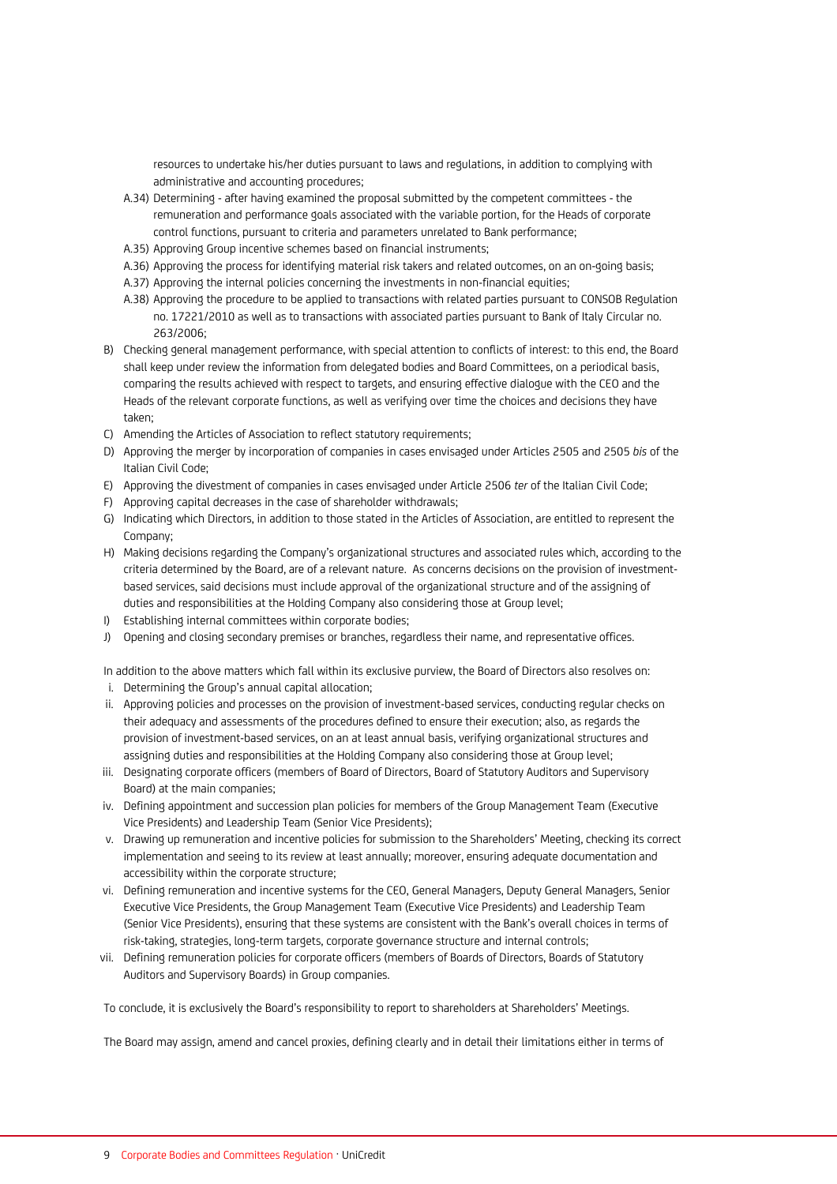resources to undertake his/her duties pursuant to laws and regulations, in addition to complying with administrative and accounting procedures;

A.34) Determining - after having examined the proposal submitted by the competent committees - the remuneration and performance goals associated with the variable portion, for the Heads of corporate control functions, pursuant to criteria and parameters unrelated to Bank performance;

A.35) Approving Group incentive schemes based on financial instruments;

A.36) Approving the process for identifying material risk takers and related outcomes, on an on-going basis;

A.37) Approving the internal policies concerning the investments in non-financial equities;

A.38) Approving the procedure to be applied to transactions with related parties pursuant to CONSOB Regulation no. 17221/2010 as well as to transactions with associated parties pursuant to Bank of Italy Circular no. 263/2006;

B) Checking general management performance, with special attention to conflicts of interest: to this end, the Board shall keep under review the information from delegated bodies and Board Committees, on a periodical basis, comparing the results achieved with respect to targets, and ensuring effective dialogue with the CEO and the Heads of the relevant corporate functions, as well as verifying over time the choices and decisions they have taken;

C) Amending the Articles of Association to reflect statutory requirements;

D) Approving the merger by incorporation of companies in cases envisaged under Articles 2505 and 2505 *bis* of the Italian Civil Code;

E) Approving the divestment of companies in cases envisaged under Article 2506 *ter* of the Italian Civil Code;

F) Approving capital decreases in the case of shareholder withdrawals;

G) Indicating which Directors, in addition to those stated in the Articles of Association, are entitled to represent the Company;

H) Making decisions regarding the Company's organizational structures and associated rules which, according to the criteria determined by the Board, are of a relevant nature. As concerns decisions on the provision of investment-based services, said decisions must include approval of the organizational structure and of the assigning of duties and responsibilities at the Holding Company also considering those at Group level;

I) Establishing internal committees within corporate bodies;

J) Opening and closing secondary premises or branches, regardless their name, and representative offices.

In addition to the above matters which fall within its exclusive purview, the Board of Directors also resolves on:

i. Determining the Group's annual capital allocation;

ii. Approving policies and processes on the provision of investment-based services, conducting regular checks on their adequacy and assessments of the procedures defined to ensure their execution; also, as regards the provision of investment-based services, on an at least annual basis, verifying organizational structures and assigning duties and responsibilities at the Holding Company also considering those at Group level;

iii. Designating corporate officers (members of Board of Directors, Board of Statutory Auditors and Supervisory Board) at the main companies;

iv. Defining appointment and succession plan policies for members of the Group Management Team (Executive Vice Presidents) and Leadership Team (Senior Vice Presidents);

v. Drawing up remuneration and incentive policies for submission to the Shareholders' Meeting, checking its correct implementation and seeing to its review at least annually; moreover, ensuring adequate documentation and accessibility within the corporate structure;

vi. Defining remuneration and incentive systems for the CEO, General Managers, Deputy General Managers, Senior Executive Vice Presidents, the Group Management Team (Executive Vice Presidents) and Leadership Team (Senior Vice Presidents), ensuring that these systems are consistent with the Bank's overall choices in terms of risk-taking, strategies, long-term targets, corporate governance structure and internal controls;

vii. Defining remuneration policies for corporate officers (members of Boards of Directors, Boards of Statutory Auditors and Supervisory Boards) in Group companies.

To conclude, it is exclusively the Board's responsibility to report to shareholders at Shareholders' Meetings.

The Board may assign, amend and cancel proxies, defining clearly and in detail their limitations either in terms of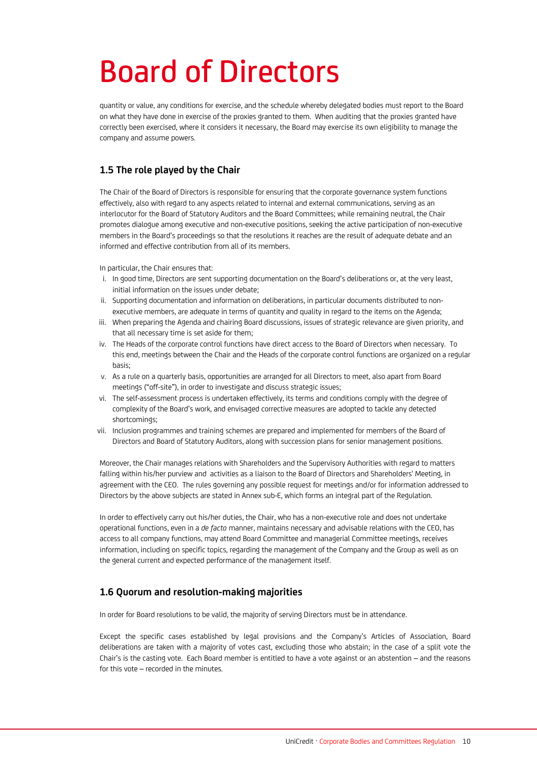# Board of Directors

quantity or value, any conditions for exercise, and the schedule whereby delegated bodies must report to the Board on what they have done in exercise of the proxies granted to them. When auditing that the proxies granted have correctly been exercised, where it considers it necessary, the Board may exercise its own eligibility to manage the company and assume powers.

## 1.5 The role played by the Chair

The Chair of the Board of Directors is responsible for ensuring that the corporate governance system functions effectively, also with regard to any aspects related to internal and external communications, serving as an interlocutor for the Board of Statutory Auditors and the Board Committees; while remaining neutral, the Chair promotes dialogue among executive and non-executive positions, seeking the active participation of non-executive members in the Board's proceedings so that the resolutions it reaches are the result of adequate debate and an informed and effective contribution from all of its members.

In particular, the Chair ensures that:

i. In good time, Directors are sent supporting documentation on the Board's deliberations or, at the very least, initial information on the issues under debate;
ii. Supporting documentation and information on deliberations, in particular documents distributed to non-executive members, are adequate in terms of quantity and quality in regard to the items on the Agenda;
iii. When preparing the Agenda and chairing Board discussions, issues of strategic relevance are given priority, and that all necessary time is set aside for them;
iv. The Heads of the corporate control functions have direct access to the Board of Directors when necessary. To this end, meetings between the Chair and the Heads of the corporate control functions are organized on a regular basis;
v. As a rule on a quarterly basis, opportunities are arranged for all Directors to meet, also apart from Board meetings ("off-site"), in order to investigate and discuss strategic issues;
vi. The self-assessment process is undertaken effectively, its terms and conditions comply with the degree of complexity of the Board's work, and envisaged corrective measures are adopted to tackle any detected shortcomings;
vii. Inclusion programmes and training schemes are prepared and implemented for members of the Board of Directors and Board of Statutory Auditors, along with succession plans for senior management positions.

Moreover, the Chair manages relations with Shareholders and the Supervisory Authorities with regard to matters falling within his/her purview and activities as a liaison to the Board of Directors and Shareholders' Meeting, in agreement with the CEO. The rules governing any possible request for meetings and/or for information addressed to Directors by the above subjects are stated in Annex sub-E, which forms an integral part of the Regulation.

In order to effectively carry out his/her duties, the Chair, who has a non-executive role and does not undertake operational functions, even in a *de facto* manner, maintains necessary and advisable relations with the CEO, has access to all company functions, may attend Board Committee and managerial Committee meetings, receives information, including on specific topics, regarding the management of the Company and the Group as well as on the general current and expected performance of the management itself.

## 1.6 Quorum and resolution-making majorities

In order for Board resolutions to be valid, the majority of serving Directors must be in attendance.

Except the specific cases established by legal provisions and the Company's Articles of Association, Board deliberations are taken with a majority of votes cast, excluding those who abstain; in the case of a split vote the Chair's is the casting vote. Each Board member is entitled to have a vote against or an abstention – and the reasons for this vote – recorded in the minutes.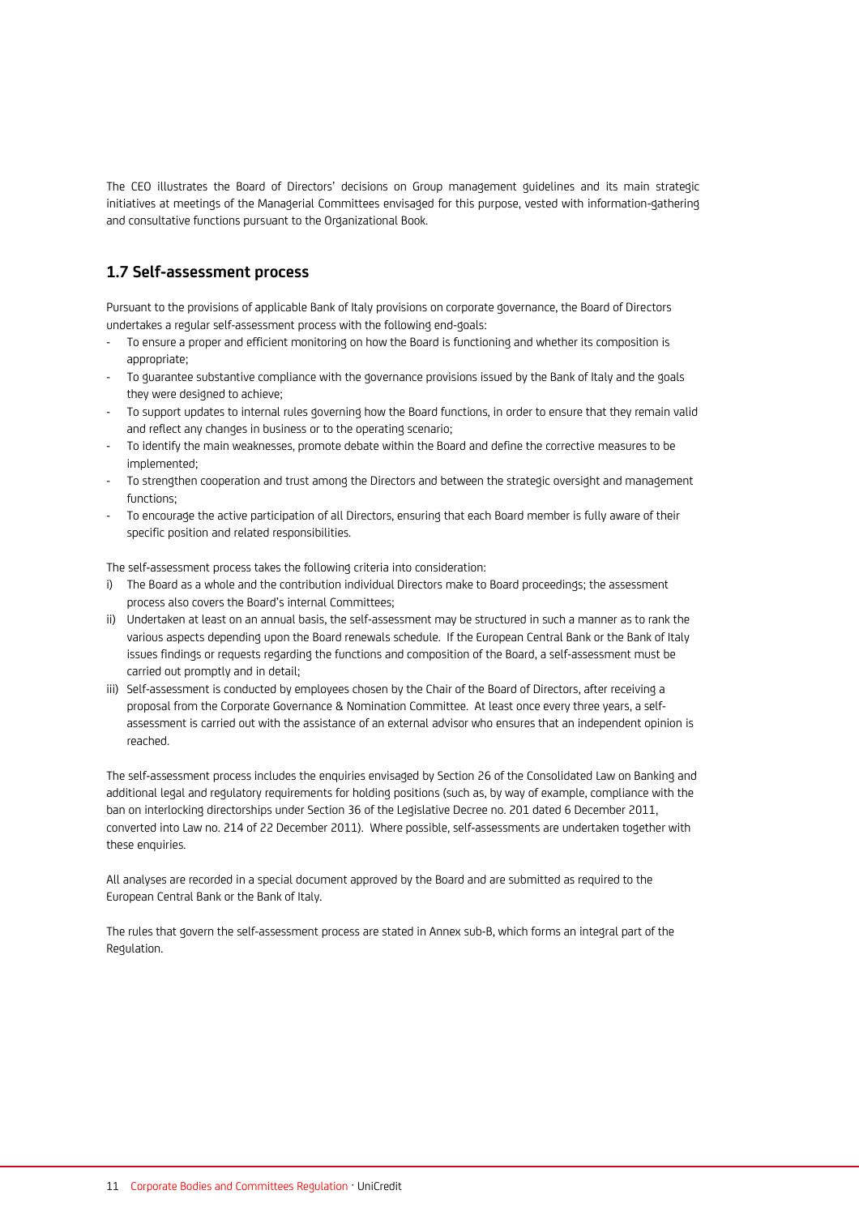The CEO illustrates the Board of Directors' decisions on Group management guidelines and its main strategic initiatives at meetings of the Managerial Committees envisaged for this purpose, vested with information-gathering and consultative functions pursuant to the Organizational Book.

## 1.7 Self-assessment process

Pursuant to the provisions of applicable Bank of Italy provisions on corporate governance, the Board of Directors undertakes a regular self-assessment process with the following end-goals:

- To ensure a proper and efficient monitoring on how the Board is functioning and whether its composition is appropriate;
- To guarantee substantive compliance with the governance provisions issued by the Bank of Italy and the goals they were designed to achieve;
- To support updates to internal rules governing how the Board functions, in order to ensure that they remain valid and reflect any changes in business or to the operating scenario;
- To identify the main weaknesses, promote debate within the Board and define the corrective measures to be implemented;
- To strengthen cooperation and trust among the Directors and between the strategic oversight and management functions;
- To encourage the active participation of all Directors, ensuring that each Board member is fully aware of their specific position and related responsibilities.

The self-assessment process takes the following criteria into consideration:

i) The Board as a whole and the contribution individual Directors make to Board proceedings; the assessment process also covers the Board's internal Committees;

ii) Undertaken at least on an annual basis, the self-assessment may be structured in such a manner as to rank the various aspects depending upon the Board renewals schedule. If the European Central Bank or the Bank of Italy issues findings or requests regarding the functions and composition of the Board, a self-assessment must be carried out promptly and in detail;

iii) Self-assessment is conducted by employees chosen by the Chair of the Board of Directors, after receiving a proposal from the Corporate Governance & Nomination Committee. At least once every three years, a self-assessment is carried out with the assistance of an external advisor who ensures that an independent opinion is reached.

The self-assessment process includes the enquiries envisaged by Section 26 of the Consolidated Law on Banking and additional legal and regulatory requirements for holding positions (such as, by way of example, compliance with the ban on interlocking directorships under Section 36 of the Legislative Decree no. 201 dated 6 December 2011, converted into Law no. 214 of 22 December 2011). Where possible, self-assessments are undertaken together with these enquiries.

All analyses are recorded in a special document approved by the Board and are submitted as required to the European Central Bank or the Bank of Italy.

The rules that govern the self-assessment process are stated in Annex sub-B, which forms an integral part of the Regulation.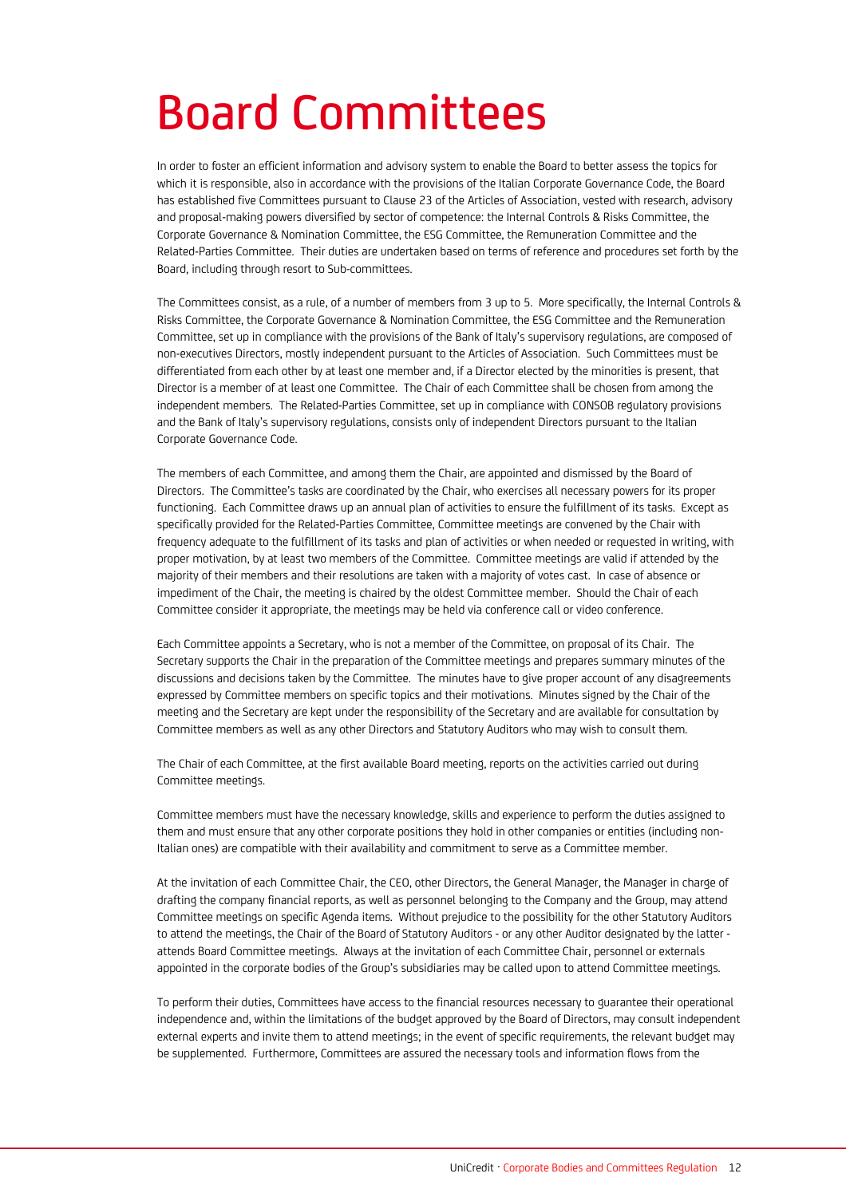# Board Committees

In order to foster an efficient information and advisory system to enable the Board to better assess the topics for which it is responsible, also in accordance with the provisions of the Italian Corporate Governance Code, the Board has established five Committees pursuant to Clause 23 of the Articles of Association, vested with research, advisory and proposal-making powers diversified by sector of competence: the Internal Controls & Risks Committee, the Corporate Governance & Nomination Committee, the ESG Committee, the Remuneration Committee and the Related-Parties Committee. Their duties are undertaken based on terms of reference and procedures set forth by the Board, including through resort to Sub-committees.

The Committees consist, as a rule, of a number of members from 3 up to 5. More specifically, the Internal Controls & Risks Committee, the Corporate Governance & Nomination Committee, the ESG Committee and the Remuneration Committee, set up in compliance with the provisions of the Bank of Italy's supervisory regulations, are composed of non-executives Directors, mostly independent pursuant to the Articles of Association. Such Committees must be differentiated from each other by at least one member and, if a Director elected by the minorities is present, that Director is a member of at least one Committee. The Chair of each Committee shall be chosen from among the independent members. The Related-Parties Committee, set up in compliance with CONSOB regulatory provisions and the Bank of Italy's supervisory regulations, consists only of independent Directors pursuant to the Italian Corporate Governance Code.

The members of each Committee, and among them the Chair, are appointed and dismissed by the Board of Directors. The Committee's tasks are coordinated by the Chair, who exercises all necessary powers for its proper functioning. Each Committee draws up an annual plan of activities to ensure the fulfillment of its tasks. Except as specifically provided for the Related-Parties Committee, Committee meetings are convened by the Chair with frequency adequate to the fulfillment of its tasks and plan of activities or when needed or requested in writing, with proper motivation, by at least two members of the Committee. Committee meetings are valid if attended by the majority of their members and their resolutions are taken with a majority of votes cast. In case of absence or impediment of the Chair, the meeting is chaired by the oldest Committee member. Should the Chair of each Committee consider it appropriate, the meetings may be held via conference call or video conference.

Each Committee appoints a Secretary, who is not a member of the Committee, on proposal of its Chair. The Secretary supports the Chair in the preparation of the Committee meetings and prepares summary minutes of the discussions and decisions taken by the Committee. The minutes have to give proper account of any disagreements expressed by Committee members on specific topics and their motivations. Minutes signed by the Chair of the meeting and the Secretary are kept under the responsibility of the Secretary and are available for consultation by Committee members as well as any other Directors and Statutory Auditors who may wish to consult them.

The Chair of each Committee, at the first available Board meeting, reports on the activities carried out during Committee meetings.

Committee members must have the necessary knowledge, skills and experience to perform the duties assigned to them and must ensure that any other corporate positions they hold in other companies or entities (including non-Italian ones) are compatible with their availability and commitment to serve as a Committee member.

At the invitation of each Committee Chair, the CEO, other Directors, the General Manager, the Manager in charge of drafting the company financial reports, as well as personnel belonging to the Company and the Group, may attend Committee meetings on specific Agenda items. Without prejudice to the possibility for the other Statutory Auditors to attend the meetings, the Chair of the Board of Statutory Auditors - or any other Auditor designated by the latter - attends Board Committee meetings. Always at the invitation of each Committee Chair, personnel or externals appointed in the corporate bodies of the Group's subsidiaries may be called upon to attend Committee meetings.

To perform their duties, Committees have access to the financial resources necessary to guarantee their operational independence and, within the limitations of the budget approved by the Board of Directors, may consult independent external experts and invite them to attend meetings; in the event of specific requirements, the relevant budget may be supplemented. Furthermore, Committees are assured the necessary tools and information flows from the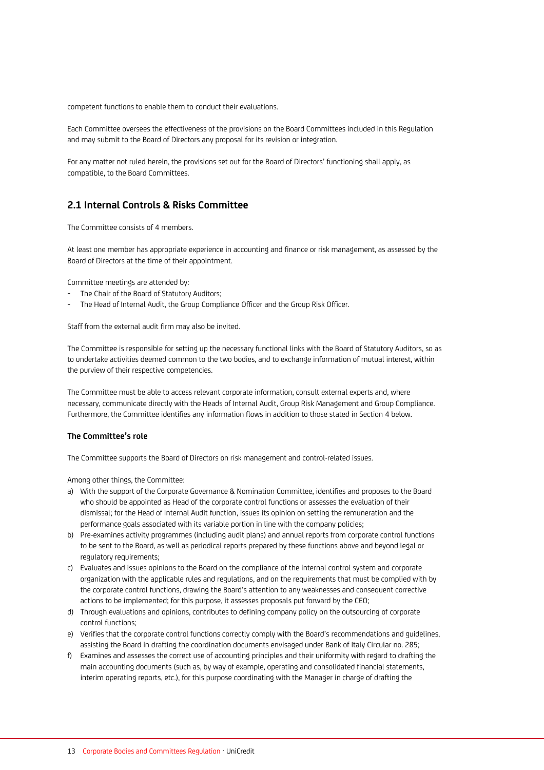competent functions to enable them to conduct their evaluations.

Each Committee oversees the effectiveness of the provisions on the Board Committees included in this Regulation and may submit to the Board of Directors any proposal for its revision or integration.

For any matter not ruled herein, the provisions set out for the Board of Directors' functioning shall apply, as compatible, to the Board Committees.

## 2.1 Internal Controls & Risks Committee

The Committee consists of 4 members.

At least one member has appropriate experience in accounting and finance or risk management, as assessed by the Board of Directors at the time of their appointment.

Committee meetings are attended by:

- The Chair of the Board of Statutory Auditors;
- The Head of Internal Audit, the Group Compliance Officer and the Group Risk Officer.

Staff from the external audit firm may also be invited.

The Committee is responsible for setting up the necessary functional links with the Board of Statutory Auditors, so as to undertake activities deemed common to the two bodies, and to exchange information of mutual interest, within the purview of their respective competencies.

The Committee must be able to access relevant corporate information, consult external experts and, where necessary, communicate directly with the Heads of Internal Audit, Group Risk Management and Group Compliance. Furthermore, the Committee identifies any information flows in addition to those stated in Section 4 below.

### The Committee's role

The Committee supports the Board of Directors on risk management and control-related issues.

Among other things, the Committee:

a) With the support of the Corporate Governance & Nomination Committee, identifies and proposes to the Board who should be appointed as Head of the corporate control functions or assesses the evaluation of their dismissal; for the Head of Internal Audit function, issues its opinion on setting the remuneration and the performance goals associated with its variable portion in line with the company policies;
b) Pre-examines activity programmes (including audit plans) and annual reports from corporate control functions to be sent to the Board, as well as periodical reports prepared by these functions above and beyond legal or regulatory requirements;
c) Evaluates and issues opinions to the Board on the compliance of the internal control system and corporate organization with the applicable rules and regulations, and on the requirements that must be complied with by the corporate control functions, drawing the Board's attention to any weaknesses and consequent corrective actions to be implemented; for this purpose, it assesses proposals put forward by the CEO;
d) Through evaluations and opinions, contributes to defining company policy on the outsourcing of corporate control functions;
e) Verifies that the corporate control functions correctly comply with the Board's recommendations and guidelines, assisting the Board in drafting the coordination documents envisaged under Bank of Italy Circular no. 285;
f) Examines and assesses the correct use of accounting principles and their uniformity with regard to drafting the main accounting documents (such as, by way of example, operating and consolidated financial statements, interim operating reports, etc.), for this purpose coordinating with the Manager in charge of drafting the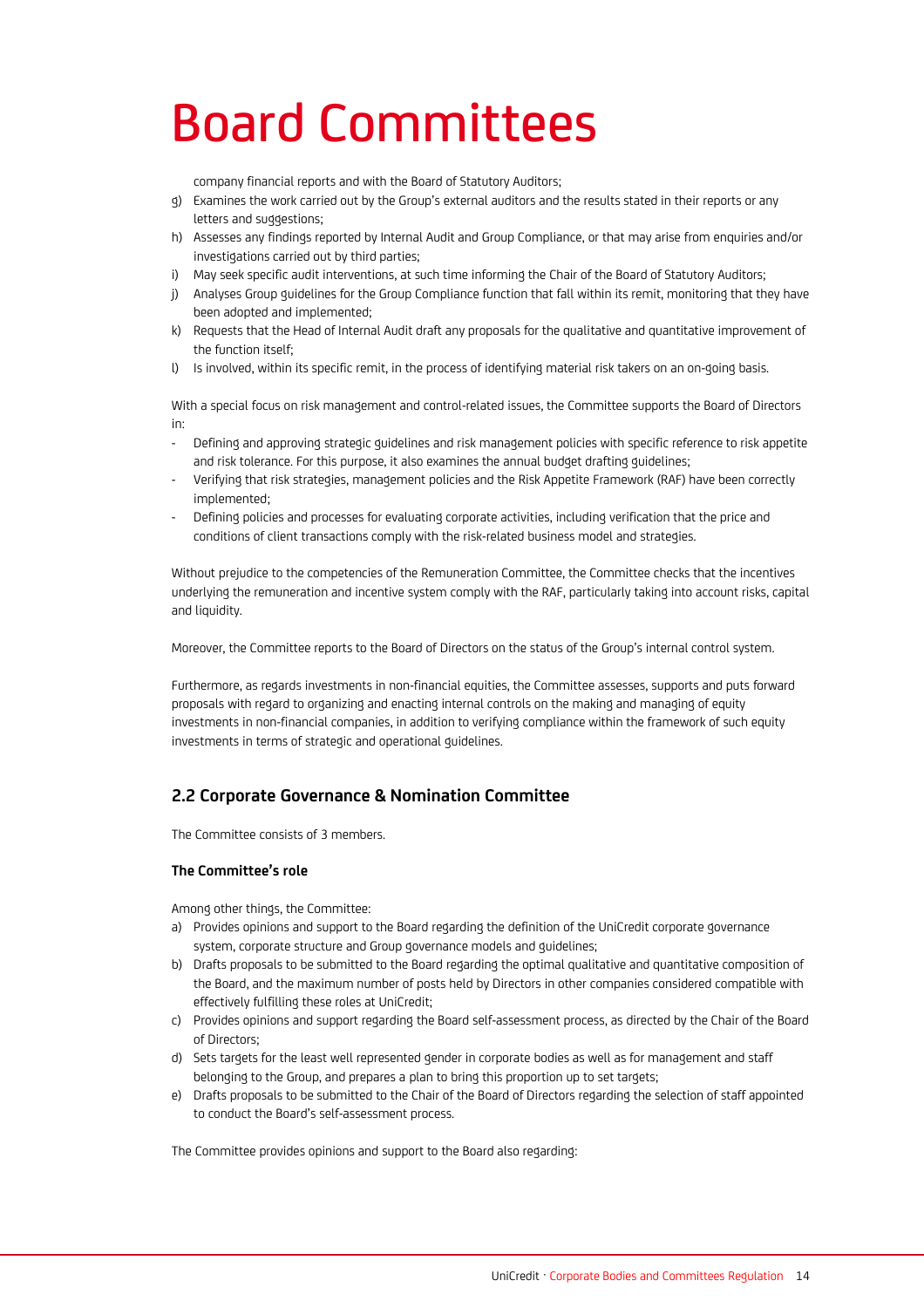# Board Committees

company financial reports and with the Board of Statutory Auditors;

g) Examines the work carried out by the Group's external auditors and the results stated in their reports or any letters and suggestions;
h) Assesses any findings reported by Internal Audit and Group Compliance, or that may arise from enquiries and/or investigations carried out by third parties;
i) May seek specific audit interventions, at such time informing the Chair of the Board of Statutory Auditors;
j) Analyses Group guidelines for the Group Compliance function that fall within its remit, monitoring that they have been adopted and implemented;
k) Requests that the Head of Internal Audit draft any proposals for the qualitative and quantitative improvement of the function itself;
l) Is involved, within its specific remit, in the process of identifying material risk takers on an on-going basis.

With a special focus on risk management and control-related issues, the Committee supports the Board of Directors in:

- Defining and approving strategic guidelines and risk management policies with specific reference to risk appetite and risk tolerance. For this purpose, it also examines the annual budget drafting guidelines;
- Verifying that risk strategies, management policies and the Risk Appetite Framework (RAF) have been correctly implemented;
- Defining policies and processes for evaluating corporate activities, including verification that the price and conditions of client transactions comply with the risk-related business model and strategies.

Without prejudice to the competencies of the Remuneration Committee, the Committee checks that the incentives underlying the remuneration and incentive system comply with the RAF, particularly taking into account risks, capital and liquidity.

Moreover, the Committee reports to the Board of Directors on the status of the Group's internal control system.

Furthermore, as regards investments in non-financial equities, the Committee assesses, supports and puts forward proposals with regard to organizing and enacting internal controls on the making and managing of equity investments in non-financial companies, in addition to verifying compliance within the framework of such equity investments in terms of strategic and operational guidelines.

## 2.2 Corporate Governance & Nomination Committee

The Committee consists of 3 members.

### The Committee's role

Among other things, the Committee:

a) Provides opinions and support to the Board regarding the definition of the UniCredit corporate governance system, corporate structure and Group governance models and guidelines;
b) Drafts proposals to be submitted to the Board regarding the optimal qualitative and quantitative composition of the Board, and the maximum number of posts held by Directors in other companies considered compatible with effectively fulfilling these roles at UniCredit;
c) Provides opinions and support regarding the Board self-assessment process, as directed by the Chair of the Board of Directors;
d) Sets targets for the least well represented gender in corporate bodies as well as for management and staff belonging to the Group, and prepares a plan to bring this proportion up to set targets;
e) Drafts proposals to be submitted to the Chair of the Board of Directors regarding the selection of staff appointed to conduct the Board's self-assessment process.

The Committee provides opinions and support to the Board also regarding: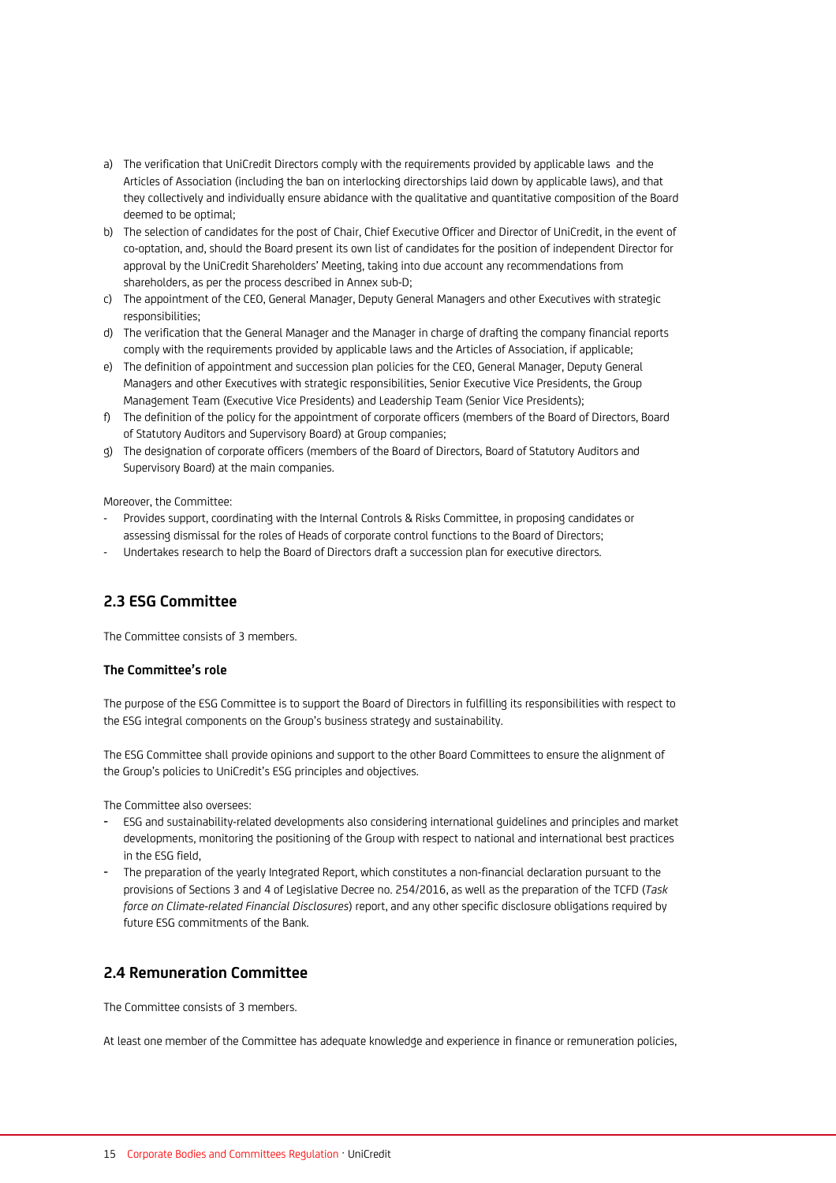a) The verification that UniCredit Directors comply with the requirements provided by applicable laws and the Articles of Association (including the ban on interlocking directorships laid down by applicable laws), and that they collectively and individually ensure abidance with the qualitative and quantitative composition of the Board deemed to be optimal;
b) The selection of candidates for the post of Chair, Chief Executive Officer and Director of UniCredit, in the event of co-optation, and, should the Board present its own list of candidates for the position of independent Director for approval by the UniCredit Shareholders' Meeting, taking into due account any recommendations from shareholders, as per the process described in Annex sub-D;
c) The appointment of the CEO, General Manager, Deputy General Managers and other Executives with strategic responsibilities;
d) The verification that the General Manager and the Manager in charge of drafting the company financial reports comply with the requirements provided by applicable laws and the Articles of Association, if applicable;
e) The definition of appointment and succession plan policies for the CEO, General Manager, Deputy General Managers and other Executives with strategic responsibilities, Senior Executive Vice Presidents, the Group Management Team (Executive Vice Presidents) and Leadership Team (Senior Vice Presidents);
f) The definition of the policy for the appointment of corporate officers (members of the Board of Directors, Board of Statutory Auditors and Supervisory Board) at Group companies;
g) The designation of corporate officers (members of the Board of Directors, Board of Statutory Auditors and Supervisory Board) at the main companies.

Moreover, the Committee:

- Provides support, coordinating with the Internal Controls & Risks Committee, in proposing candidates or assessing dismissal for the roles of Heads of corporate control functions to the Board of Directors;
- Undertakes research to help the Board of Directors draft a succession plan for executive directors.

## 2.3 ESG Committee

The Committee consists of 3 members.

### The Committee's role

The purpose of the ESG Committee is to support the Board of Directors in fulfilling its responsibilities with respect to the ESG integral components on the Group's business strategy and sustainability.

The ESG Committee shall provide opinions and support to the other Board Committees to ensure the alignment of the Group's policies to UniCredit's ESG principles and objectives.

The Committee also oversees:

- ESG and sustainability-related developments also considering international guidelines and principles and market developments, monitoring the positioning of the Group with respect to national and international best practices in the ESG field,
- The preparation of the yearly Integrated Report, which constitutes a non-financial declaration pursuant to the provisions of Sections 3 and 4 of Legislative Decree no. 254/2016, as well as the preparation of the TCFD (*Task force on Climate-related Financial Disclosures*) report, and any other specific disclosure obligations required by future ESG commitments of the Bank.

## 2.4 Remuneration Committee

The Committee consists of 3 members.

At least one member of the Committee has adequate knowledge and experience in finance or remuneration policies,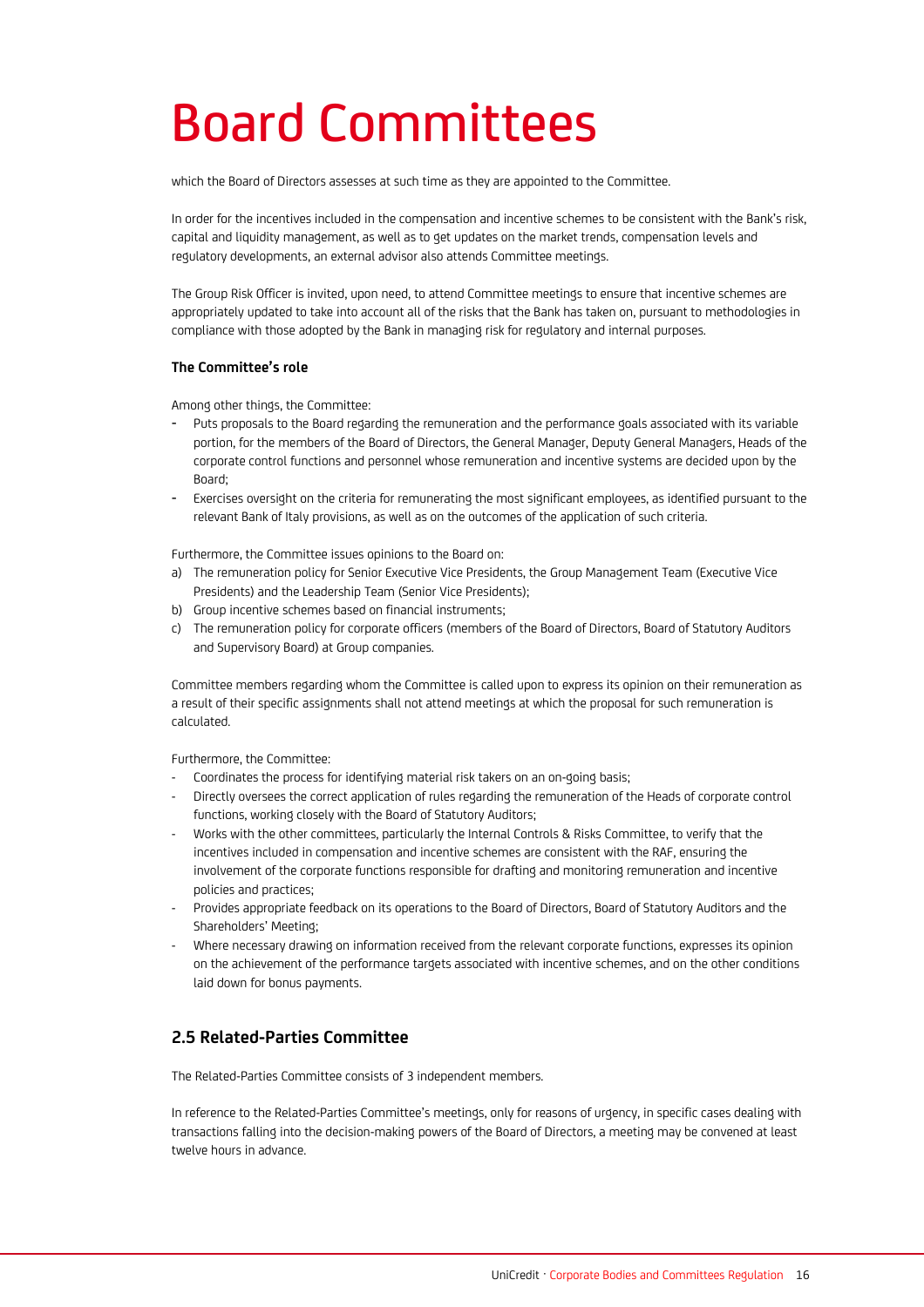# Board Committees

which the Board of Directors assesses at such time as they are appointed to the Committee.

In order for the incentives included in the compensation and incentive schemes to be consistent with the Bank's risk, capital and liquidity management, as well as to get updates on the market trends, compensation levels and regulatory developments, an external advisor also attends Committee meetings.

The Group Risk Officer is invited, upon need, to attend Committee meetings to ensure that incentive schemes are appropriately updated to take into account all of the risks that the Bank has taken on, pursuant to methodologies in compliance with those adopted by the Bank in managing risk for regulatory and internal purposes.

**The Committee's role**

Among other things, the Committee:

- Puts proposals to the Board regarding the remuneration and the performance goals associated with its variable portion, for the members of the Board of Directors, the General Manager, Deputy General Managers, Heads of the corporate control functions and personnel whose remuneration and incentive systems are decided upon by the Board;
- Exercises oversight on the criteria for remunerating the most significant employees, as identified pursuant to the relevant Bank of Italy provisions, as well as on the outcomes of the application of such criteria.

Furthermore, the Committee issues opinions to the Board on:

a) The remuneration policy for Senior Executive Vice Presidents, the Group Management Team (Executive Vice Presidents) and the Leadership Team (Senior Vice Presidents);
b) Group incentive schemes based on financial instruments;
c) The remuneration policy for corporate officers (members of the Board of Directors, Board of Statutory Auditors and Supervisory Board) at Group companies.

Committee members regarding whom the Committee is called upon to express its opinion on their remuneration as a result of their specific assignments shall not attend meetings at which the proposal for such remuneration is calculated.

Furthermore, the Committee:

- Coordinates the process for identifying material risk takers on an on-going basis;
- Directly oversees the correct application of rules regarding the remuneration of the Heads of corporate control functions, working closely with the Board of Statutory Auditors;
- Works with the other committees, particularly the Internal Controls & Risks Committee, to verify that the incentives included in compensation and incentive schemes are consistent with the RAF, ensuring the involvement of the corporate functions responsible for drafting and monitoring remuneration and incentive policies and practices;
- Provides appropriate feedback on its operations to the Board of Directors, Board of Statutory Auditors and the Shareholders' Meeting;
- Where necessary drawing on information received from the relevant corporate functions, expresses its opinion on the achievement of the performance targets associated with incentive schemes, and on the other conditions laid down for bonus payments.

## 2.5 Related-Parties Committee

The Related-Parties Committee consists of 3 independent members.

In reference to the Related-Parties Committee's meetings, only for reasons of urgency, in specific cases dealing with transactions falling into the decision-making powers of the Board of Directors, a meeting may be convened at least twelve hours in advance.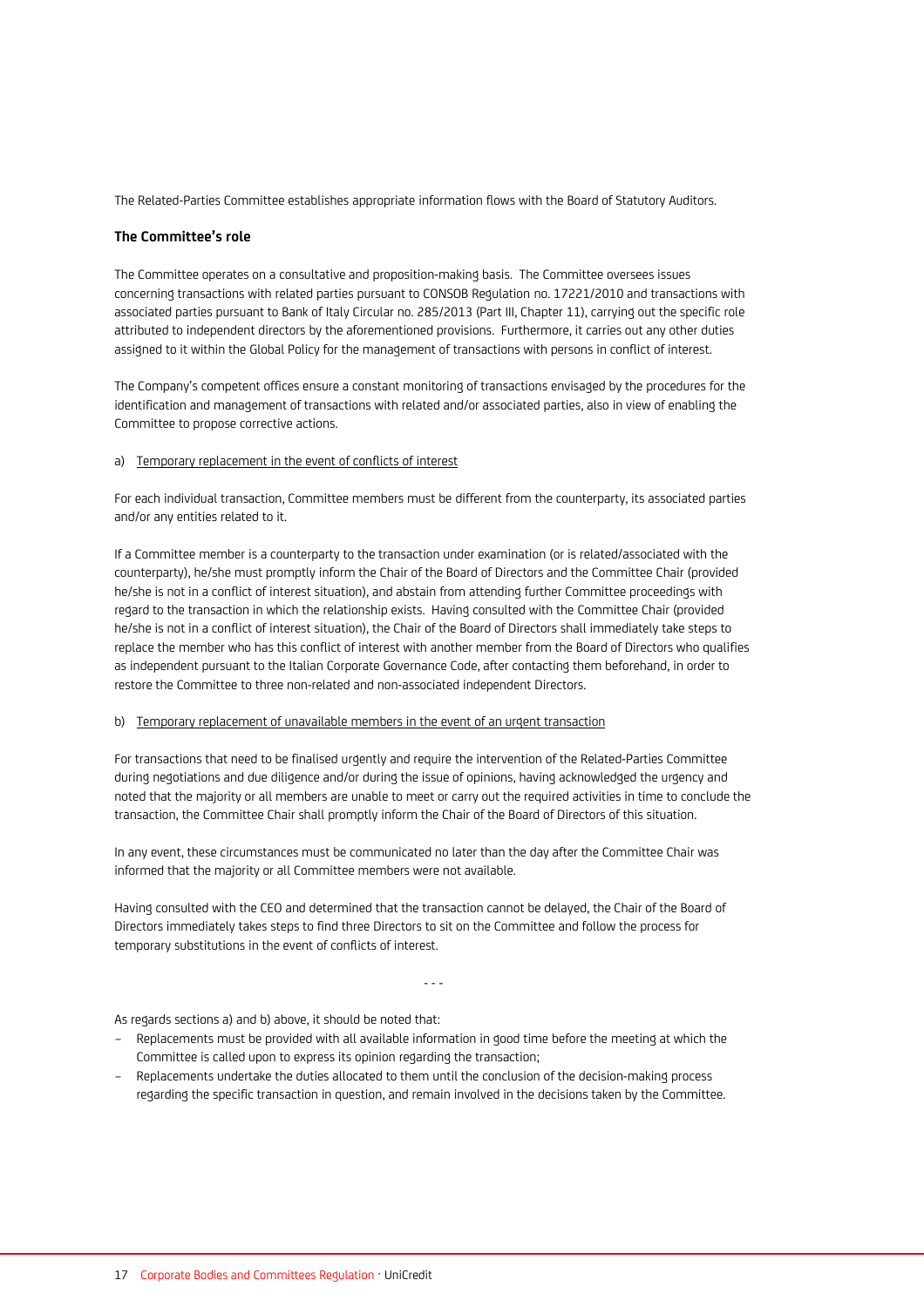The Related-Parties Committee establishes appropriate information flows with the Board of Statutory Auditors.

**The Committee's role**

The Committee operates on a consultative and proposition-making basis. The Committee oversees issues concerning transactions with related parties pursuant to CONSOB Regulation no. 17221/2010 and transactions with associated parties pursuant to Bank of Italy Circular no. 285/2013 (Part III, Chapter 11), carrying out the specific role attributed to independent directors by the aforementioned provisions. Furthermore, it carries out any other duties assigned to it within the Global Policy for the management of transactions with persons in conflict of interest.

The Company's competent offices ensure a constant monitoring of transactions envisaged by the procedures for the identification and management of transactions with related and/or associated parties, also in view of enabling the Committee to propose corrective actions.

a) Temporary replacement in the event of conflicts of interest

For each individual transaction, Committee members must be different from the counterparty, its associated parties and/or any entities related to it.

If a Committee member is a counterparty to the transaction under examination (or is related/associated with the counterparty), he/she must promptly inform the Chair of the Board of Directors and the Committee Chair (provided he/she is not in a conflict of interest situation), and abstain from attending further Committee proceedings with regard to the transaction in which the relationship exists. Having consulted with the Committee Chair (provided he/she is not in a conflict of interest situation), the Chair of the Board of Directors shall immediately take steps to replace the member who has this conflict of interest with another member from the Board of Directors who qualifies as independent pursuant to the Italian Corporate Governance Code, after contacting them beforehand, in order to restore the Committee to three non-related and non-associated independent Directors.

b) Temporary replacement of unavailable members in the event of an urgent transaction

For transactions that need to be finalised urgently and require the intervention of the Related-Parties Committee during negotiations and due diligence and/or during the issue of opinions, having acknowledged the urgency and noted that the majority or all members are unable to meet or carry out the required activities in time to conclude the transaction, the Committee Chair shall promptly inform the Chair of the Board of Directors of this situation.

In any event, these circumstances must be communicated no later than the day after the Committee Chair was informed that the majority or all Committee members were not available.

Having consulted with the CEO and determined that the transaction cannot be delayed, the Chair of the Board of Directors immediately takes steps to find three Directors to sit on the Committee and follow the process for temporary substitutions in the event of conflicts of interest.

- - -

As regards sections a) and b) above, it should be noted that:

- Replacements must be provided with all available information in good time before the meeting at which the Committee is called upon to express its opinion regarding the transaction;
- Replacements undertake the duties allocated to them until the conclusion of the decision-making process regarding the specific transaction in question, and remain involved in the decisions taken by the Committee.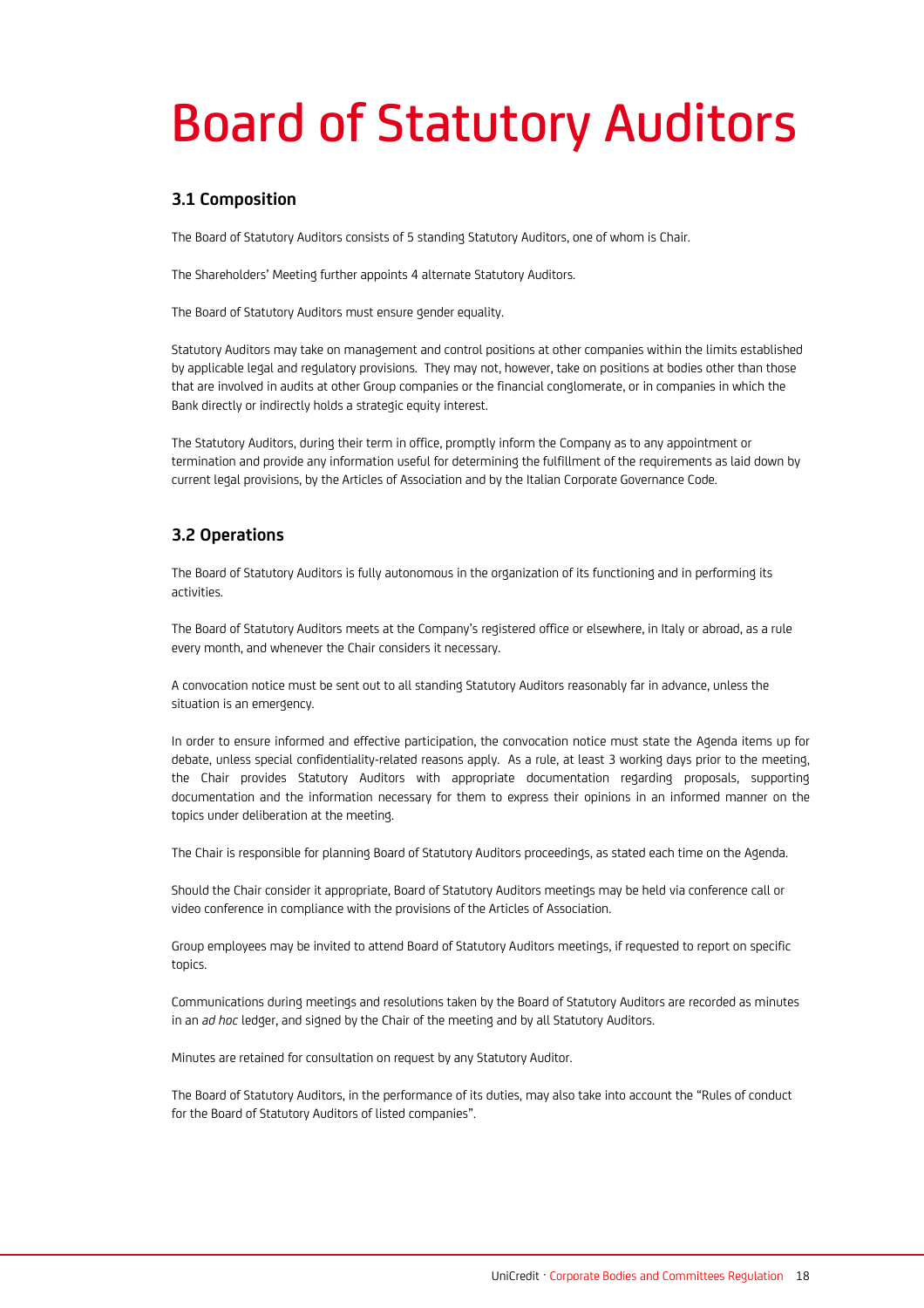# Board of Statutory Auditors

## 3.1 Composition

The Board of Statutory Auditors consists of 5 standing Statutory Auditors, one of whom is Chair.

The Shareholders' Meeting further appoints 4 alternate Statutory Auditors.

The Board of Statutory Auditors must ensure gender equality.

Statutory Auditors may take on management and control positions at other companies within the limits established by applicable legal and regulatory provisions. They may not, however, take on positions at bodies other than those that are involved in audits at other Group companies or the financial conglomerate, or in companies in which the Bank directly or indirectly holds a strategic equity interest.

The Statutory Auditors, during their term in office, promptly inform the Company as to any appointment or termination and provide any information useful for determining the fulfillment of the requirements as laid down by current legal provisions, by the Articles of Association and by the Italian Corporate Governance Code.

## 3.2 Operations

The Board of Statutory Auditors is fully autonomous in the organization of its functioning and in performing its activities.

The Board of Statutory Auditors meets at the Company's registered office or elsewhere, in Italy or abroad, as a rule every month, and whenever the Chair considers it necessary.

A convocation notice must be sent out to all standing Statutory Auditors reasonably far in advance, unless the situation is an emergency.

In order to ensure informed and effective participation, the convocation notice must state the Agenda items up for debate, unless special confidentiality-related reasons apply. As a rule, at least 3 working days prior to the meeting, the Chair provides Statutory Auditors with appropriate documentation regarding proposals, supporting documentation and the information necessary for them to express their opinions in an informed manner on the topics under deliberation at the meeting.

The Chair is responsible for planning Board of Statutory Auditors proceedings, as stated each time on the Agenda.

Should the Chair consider it appropriate, Board of Statutory Auditors meetings may be held via conference call or video conference in compliance with the provisions of the Articles of Association.

Group employees may be invited to attend Board of Statutory Auditors meetings, if requested to report on specific topics.

Communications during meetings and resolutions taken by the Board of Statutory Auditors are recorded as minutes in an *ad hoc* ledger, and signed by the Chair of the meeting and by all Statutory Auditors.

Minutes are retained for consultation on request by any Statutory Auditor.

The Board of Statutory Auditors, in the performance of its duties, may also take into account the "Rules of conduct for the Board of Statutory Auditors of listed companies".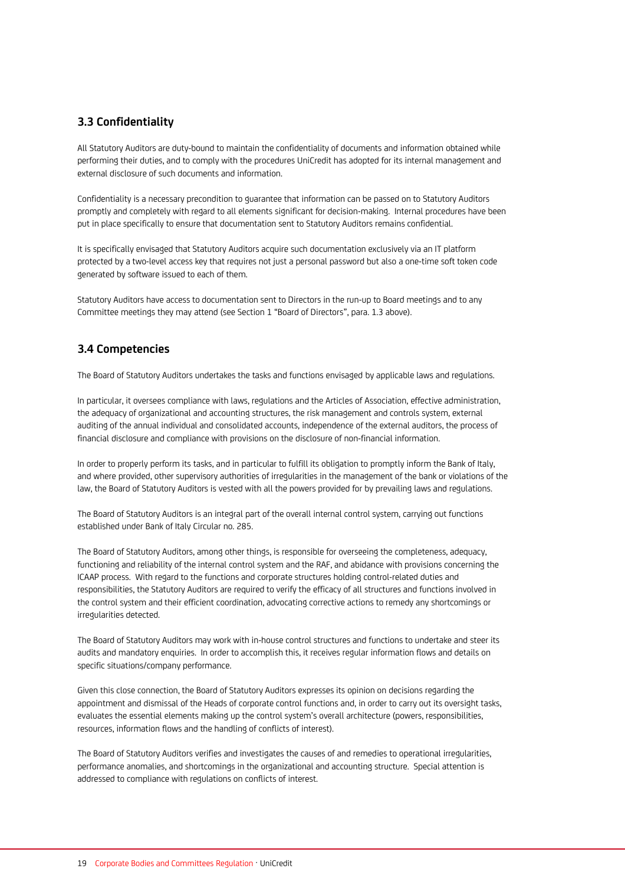## 3.3 Confidentiality

All Statutory Auditors are duty-bound to maintain the confidentiality of documents and information obtained while performing their duties, and to comply with the procedures UniCredit has adopted for its internal management and external disclosure of such documents and information.

Confidentiality is a necessary precondition to guarantee that information can be passed on to Statutory Auditors promptly and completely with regard to all elements significant for decision-making. Internal procedures have been put in place specifically to ensure that documentation sent to Statutory Auditors remains confidential.

It is specifically envisaged that Statutory Auditors acquire such documentation exclusively via an IT platform protected by a two-level access key that requires not just a personal password but also a one-time soft token code generated by software issued to each of them.

Statutory Auditors have access to documentation sent to Directors in the run-up to Board meetings and to any Committee meetings they may attend (see Section 1 "Board of Directors", para. 1.3 above).

## 3.4 Competencies

The Board of Statutory Auditors undertakes the tasks and functions envisaged by applicable laws and regulations.

In particular, it oversees compliance with laws, regulations and the Articles of Association, effective administration, the adequacy of organizational and accounting structures, the risk management and controls system, external auditing of the annual individual and consolidated accounts, independence of the external auditors, the process of financial disclosure and compliance with provisions on the disclosure of non-financial information.

In order to properly perform its tasks, and in particular to fulfill its obligation to promptly inform the Bank of Italy, and where provided, other supervisory authorities of irregularities in the management of the bank or violations of the law, the Board of Statutory Auditors is vested with all the powers provided for by prevailing laws and regulations.

The Board of Statutory Auditors is an integral part of the overall internal control system, carrying out functions established under Bank of Italy Circular no. 285.

The Board of Statutory Auditors, among other things, is responsible for overseeing the completeness, adequacy, functioning and reliability of the internal control system and the RAF, and abidance with provisions concerning the ICAAP process. With regard to the functions and corporate structures holding control-related duties and responsibilities, the Statutory Auditors are required to verify the efficacy of all structures and functions involved in the control system and their efficient coordination, advocating corrective actions to remedy any shortcomings or irregularities detected.

The Board of Statutory Auditors may work with in-house control structures and functions to undertake and steer its audits and mandatory enquiries. In order to accomplish this, it receives regular information flows and details on specific situations/company performance.

Given this close connection, the Board of Statutory Auditors expresses its opinion on decisions regarding the appointment and dismissal of the Heads of corporate control functions and, in order to carry out its oversight tasks, evaluates the essential elements making up the control system's overall architecture (powers, responsibilities, resources, information flows and the handling of conflicts of interest).

The Board of Statutory Auditors verifies and investigates the causes of and remedies to operational irregularities, performance anomalies, and shortcomings in the organizational and accounting structure. Special attention is addressed to compliance with regulations on conflicts of interest.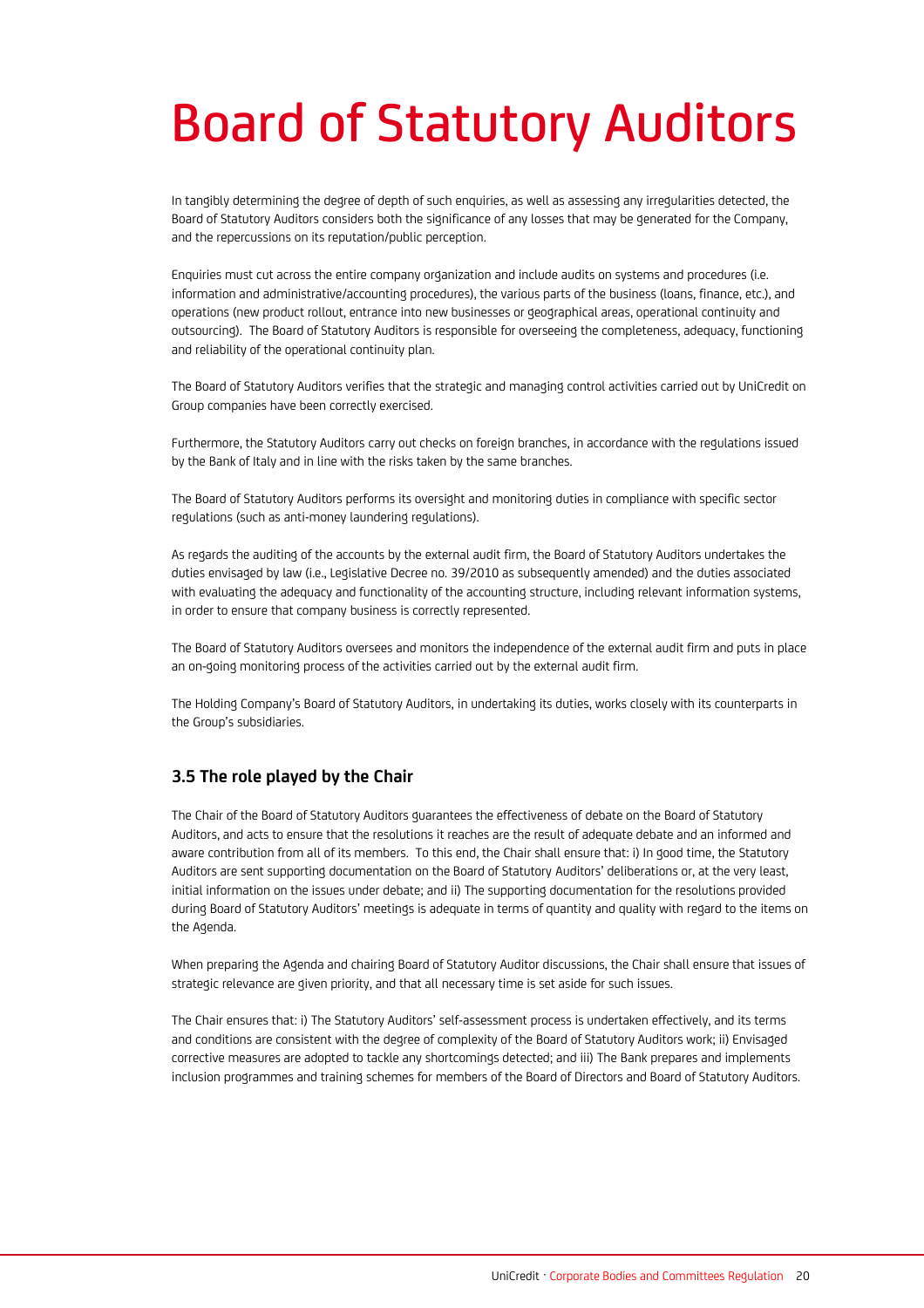# Board of Statutory Auditors

In tangibly determining the degree of depth of such enquiries, as well as assessing any irregularities detected, the Board of Statutory Auditors considers both the significance of any losses that may be generated for the Company, and the repercussions on its reputation/public perception.

Enquiries must cut across the entire company organization and include audits on systems and procedures (i.e. information and administrative/accounting procedures), the various parts of the business (loans, finance, etc.), and operations (new product rollout, entrance into new businesses or geographical areas, operational continuity and outsourcing). The Board of Statutory Auditors is responsible for overseeing the completeness, adequacy, functioning and reliability of the operational continuity plan.

The Board of Statutory Auditors verifies that the strategic and managing control activities carried out by UniCredit on Group companies have been correctly exercised.

Furthermore, the Statutory Auditors carry out checks on foreign branches, in accordance with the regulations issued by the Bank of Italy and in line with the risks taken by the same branches.

The Board of Statutory Auditors performs its oversight and monitoring duties in compliance with specific sector regulations (such as anti-money laundering regulations).

As regards the auditing of the accounts by the external audit firm, the Board of Statutory Auditors undertakes the duties envisaged by law (i.e., Legislative Decree no. 39/2010 as subsequently amended) and the duties associated with evaluating the adequacy and functionality of the accounting structure, including relevant information systems, in order to ensure that company business is correctly represented.

The Board of Statutory Auditors oversees and monitors the independence of the external audit firm and puts in place an on-going monitoring process of the activities carried out by the external audit firm.

The Holding Company's Board of Statutory Auditors, in undertaking its duties, works closely with its counterparts in the Group's subsidiaries.

### 3.5 The role played by the Chair

The Chair of the Board of Statutory Auditors guarantees the effectiveness of debate on the Board of Statutory Auditors, and acts to ensure that the resolutions it reaches are the result of adequate debate and an informed and aware contribution from all of its members. To this end, the Chair shall ensure that: i) In good time, the Statutory Auditors are sent supporting documentation on the Board of Statutory Auditors' deliberations or, at the very least, initial information on the issues under debate; and ii) The supporting documentation for the resolutions provided during Board of Statutory Auditors' meetings is adequate in terms of quantity and quality with regard to the items on the Agenda.

When preparing the Agenda and chairing Board of Statutory Auditor discussions, the Chair shall ensure that issues of strategic relevance are given priority, and that all necessary time is set aside for such issues.

The Chair ensures that: i) The Statutory Auditors' self-assessment process is undertaken effectively, and its terms and conditions are consistent with the degree of complexity of the Board of Statutory Auditors work; ii) Envisaged corrective measures are adopted to tackle any shortcomings detected; and iii) The Bank prepares and implements inclusion programmes and training schemes for members of the Board of Directors and Board of Statutory Auditors.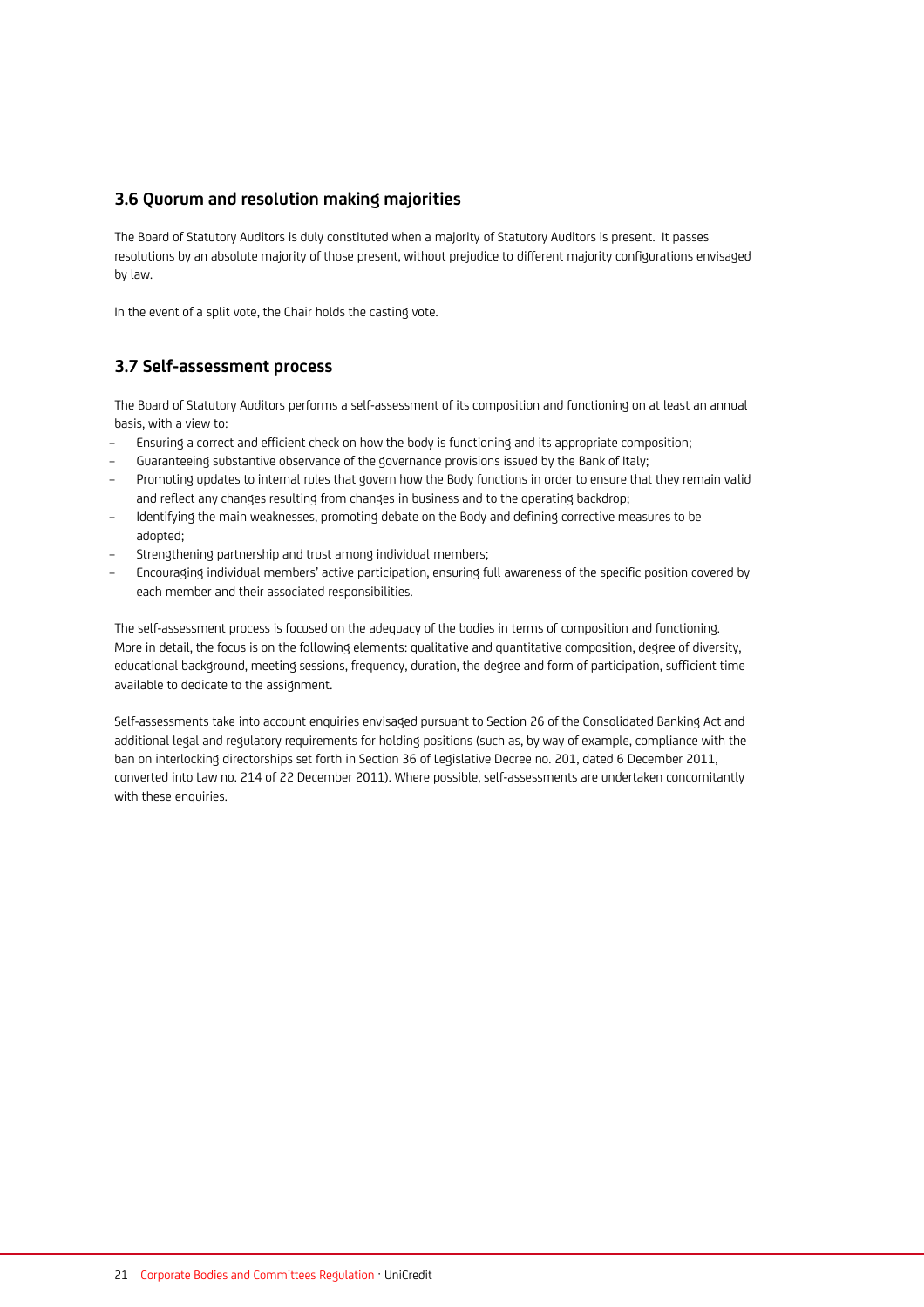### 3.6 Quorum and resolution making majorities

The Board of Statutory Auditors is duly constituted when a majority of Statutory Auditors is present. It passes resolutions by an absolute majority of those present, without prejudice to different majority configurations envisaged by law.

In the event of a split vote, the Chair holds the casting vote.

### 3.7 Self-assessment process

The Board of Statutory Auditors performs a self-assessment of its composition and functioning on at least an annual basis, with a view to:

- Ensuring a correct and efficient check on how the body is functioning and its appropriate composition;
- Guaranteeing substantive observance of the governance provisions issued by the Bank of Italy;
- Promoting updates to internal rules that govern how the Body functions in order to ensure that they remain valid and reflect any changes resulting from changes in business and to the operating backdrop;
- Identifying the main weaknesses, promoting debate on the Body and defining corrective measures to be adopted;
- Strengthening partnership and trust among individual members;
- Encouraging individual members' active participation, ensuring full awareness of the specific position covered by each member and their associated responsibilities.

The self-assessment process is focused on the adequacy of the bodies in terms of composition and functioning. More in detail, the focus is on the following elements: qualitative and quantitative composition, degree of diversity, educational background, meeting sessions, frequency, duration, the degree and form of participation, sufficient time available to dedicate to the assignment.

Self-assessments take into account enquiries envisaged pursuant to Section 26 of the Consolidated Banking Act and additional legal and regulatory requirements for holding positions (such as, by way of example, compliance with the ban on interlocking directorships set forth in Section 36 of Legislative Decree no. 201, dated 6 December 2011, converted into Law no. 214 of 22 December 2011). Where possible, self-assessments are undertaken concomitantly with these enquiries.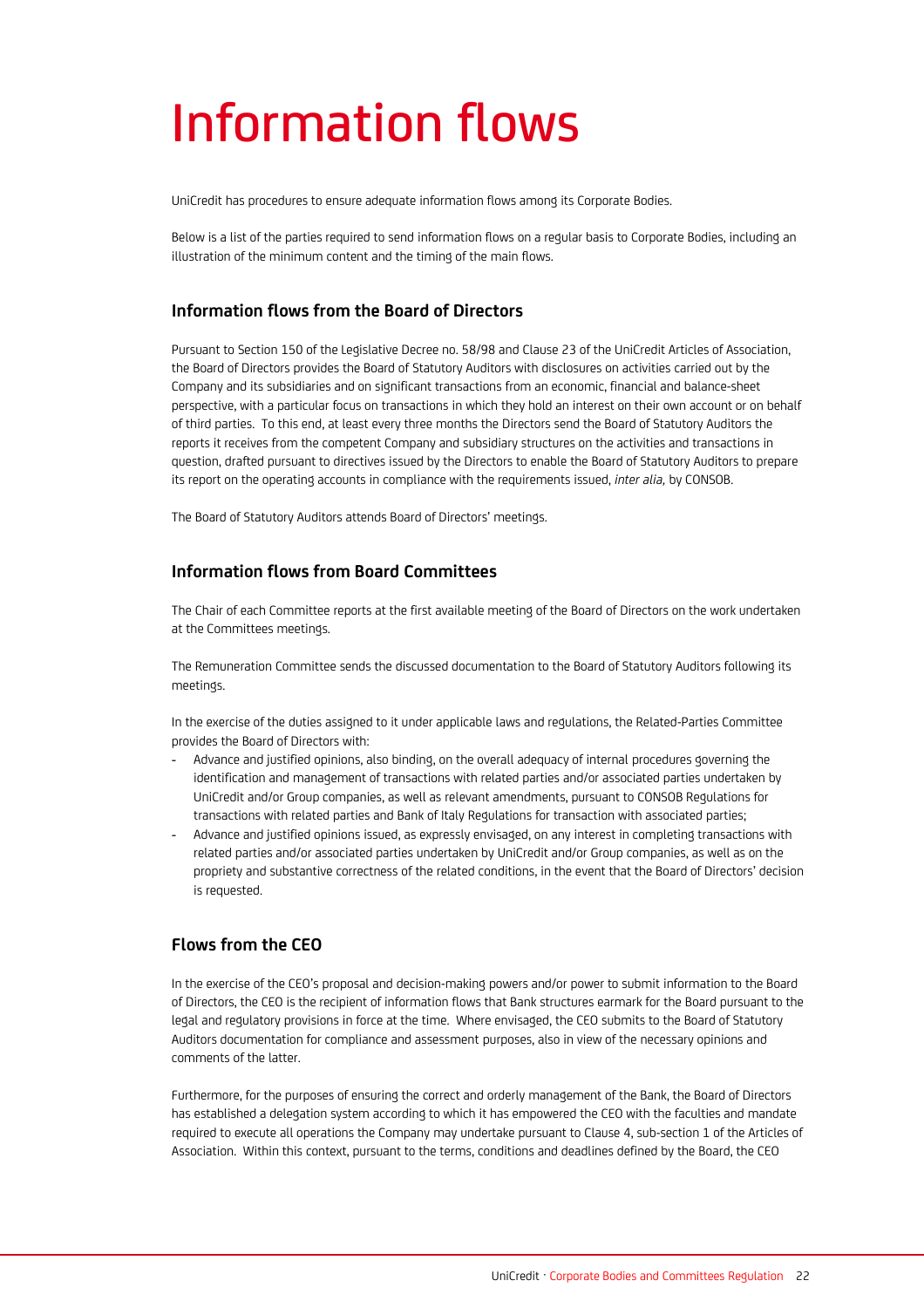# Information flows

UniCredit has procedures to ensure adequate information flows among its Corporate Bodies.

Below is a list of the parties required to send information flows on a regular basis to Corporate Bodies, including an illustration of the minimum content and the timing of the main flows.

## Information flows from the Board of Directors

Pursuant to Section 150 of the Legislative Decree no. 58/98 and Clause 23 of the UniCredit Articles of Association, the Board of Directors provides the Board of Statutory Auditors with disclosures on activities carried out by the Company and its subsidiaries and on significant transactions from an economic, financial and balance-sheet perspective, with a particular focus on transactions in which they hold an interest on their own account or on behalf of third parties. To this end, at least every three months the Directors send the Board of Statutory Auditors the reports it receives from the competent Company and subsidiary structures on the activities and transactions in question, drafted pursuant to directives issued by the Directors to enable the Board of Statutory Auditors to prepare its report on the operating accounts in compliance with the requirements issued, *inter alia,* by CONSOB.

The Board of Statutory Auditors attends Board of Directors' meetings.

## Information flows from Board Committees

The Chair of each Committee reports at the first available meeting of the Board of Directors on the work undertaken at the Committees meetings.

The Remuneration Committee sends the discussed documentation to the Board of Statutory Auditors following its meetings.

In the exercise of the duties assigned to it under applicable laws and regulations, the Related-Parties Committee provides the Board of Directors with:

- Advance and justified opinions, also binding, on the overall adequacy of internal procedures governing the identification and management of transactions with related parties and/or associated parties undertaken by UniCredit and/or Group companies, as well as relevant amendments, pursuant to CONSOB Regulations for transactions with related parties and Bank of Italy Regulations for transaction with associated parties;
- Advance and justified opinions issued, as expressly envisaged, on any interest in completing transactions with related parties and/or associated parties undertaken by UniCredit and/or Group companies, as well as on the propriety and substantive correctness of the related conditions, in the event that the Board of Directors' decision is requested.

## Flows from the CEO

In the exercise of the CEO's proposal and decision-making powers and/or power to submit information to the Board of Directors, the CEO is the recipient of information flows that Bank structures earmark for the Board pursuant to the legal and regulatory provisions in force at the time. Where envisaged, the CEO submits to the Board of Statutory Auditors documentation for compliance and assessment purposes, also in view of the necessary opinions and comments of the latter.

Furthermore, for the purposes of ensuring the correct and orderly management of the Bank, the Board of Directors has established a delegation system according to which it has empowered the CEO with the faculties and mandate required to execute all operations the Company may undertake pursuant to Clause 4, sub-section 1 of the Articles of Association. Within this context, pursuant to the terms, conditions and deadlines defined by the Board, the CEO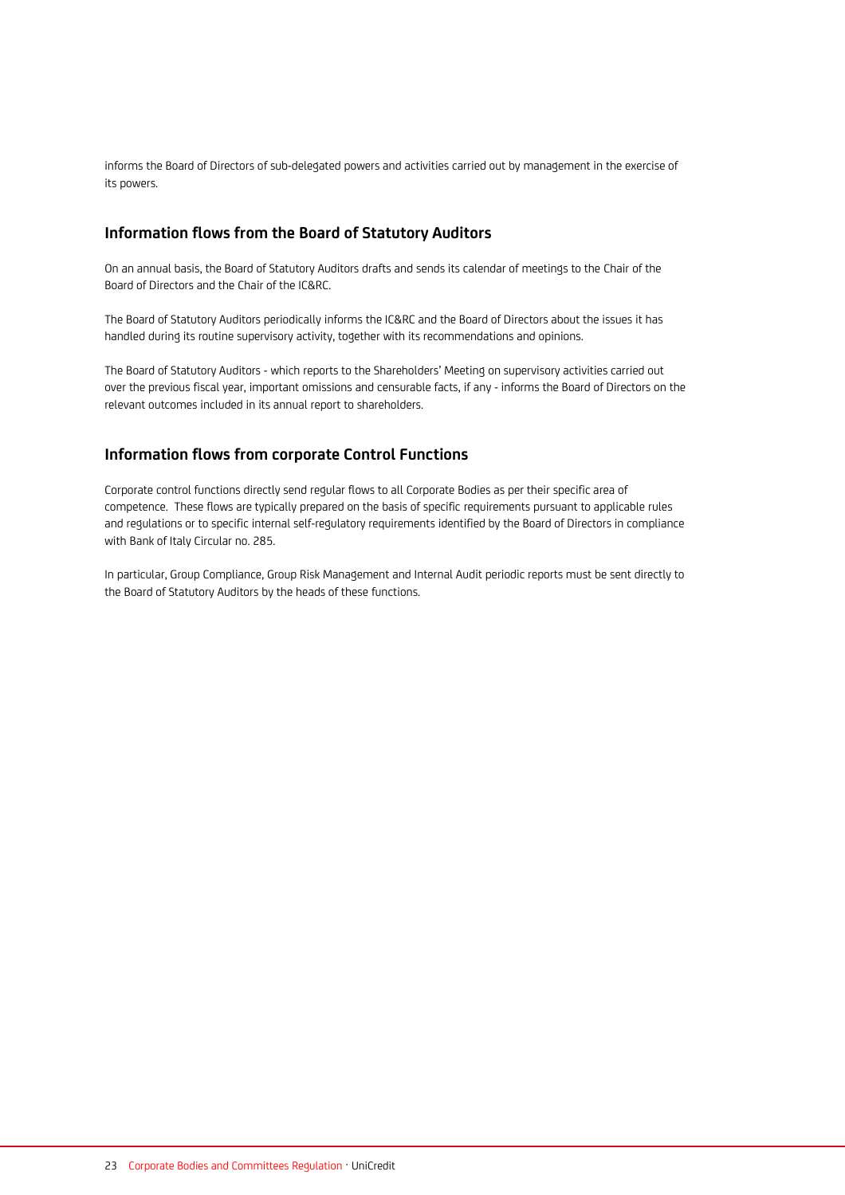informs the Board of Directors of sub-delegated powers and activities carried out by management in the exercise of its powers.

## Information flows from the Board of Statutory Auditors

On an annual basis, the Board of Statutory Auditors drafts and sends its calendar of meetings to the Chair of the Board of Directors and the Chair of the IC&RC.

The Board of Statutory Auditors periodically informs the IC&RC and the Board of Directors about the issues it has handled during its routine supervisory activity, together with its recommendations and opinions.

The Board of Statutory Auditors - which reports to the Shareholders' Meeting on supervisory activities carried out over the previous fiscal year, important omissions and censurable facts, if any - informs the Board of Directors on the relevant outcomes included in its annual report to shareholders.

## Information flows from corporate Control Functions

Corporate control functions directly send regular flows to all Corporate Bodies as per their specific area of competence.  These flows are typically prepared on the basis of specific requirements pursuant to applicable rules and regulations or to specific internal self-regulatory requirements identified by the Board of Directors in compliance with Bank of Italy Circular no. 285.

In particular, Group Compliance, Group Risk Management and Internal Audit periodic reports must be sent directly to the Board of Statutory Auditors by the heads of these functions.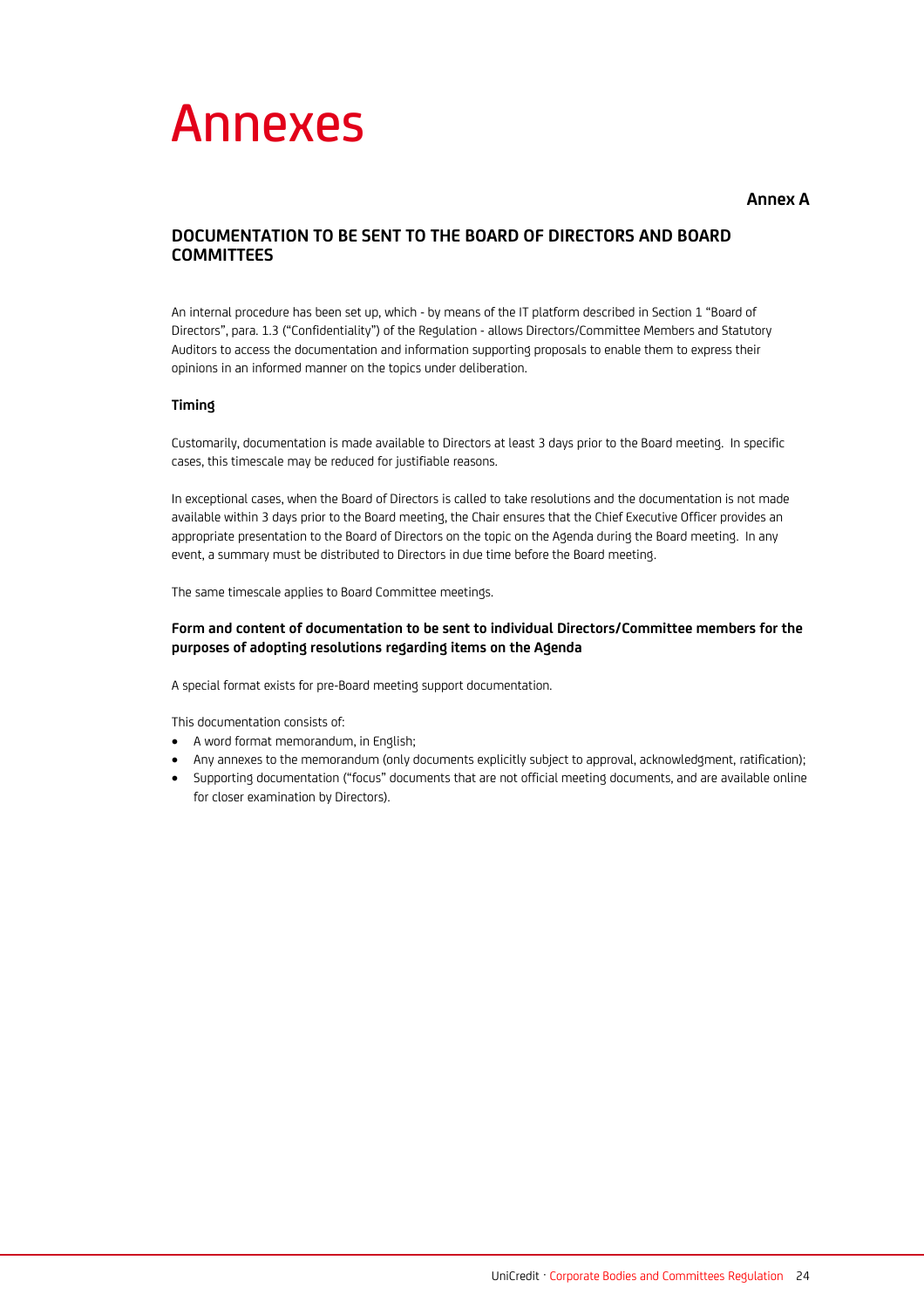# Annexes

**Annex A**

## DOCUMENTATION TO BE SENT TO THE BOARD OF DIRECTORS AND BOARD COMMITTEES

An internal procedure has been set up, which - by means of the IT platform described in Section 1 "Board of Directors", para. 1.3 ("Confidentiality") of the Regulation - allows Directors/Committee Members and Statutory Auditors to access the documentation and information supporting proposals to enable them to express their opinions in an informed manner on the topics under deliberation.

### Timing

Customarily, documentation is made available to Directors at least 3 days prior to the Board meeting. In specific cases, this timescale may be reduced for justifiable reasons.

In exceptional cases, when the Board of Directors is called to take resolutions and the documentation is not made available within 3 days prior to the Board meeting, the Chair ensures that the Chief Executive Officer provides an appropriate presentation to the Board of Directors on the topic on the Agenda during the Board meeting. In any event, a summary must be distributed to Directors in due time before the Board meeting.

The same timescale applies to Board Committee meetings.

### Form and content of documentation to be sent to individual Directors/Committee members for the purposes of adopting resolutions regarding items on the Agenda

A special format exists for pre-Board meeting support documentation.

This documentation consists of:

- A word format memorandum, in English;
- Any annexes to the memorandum (only documents explicitly subject to approval, acknowledgment, ratification);
- Supporting documentation ("focus" documents that are not official meeting documents, and are available online for closer examination by Directors).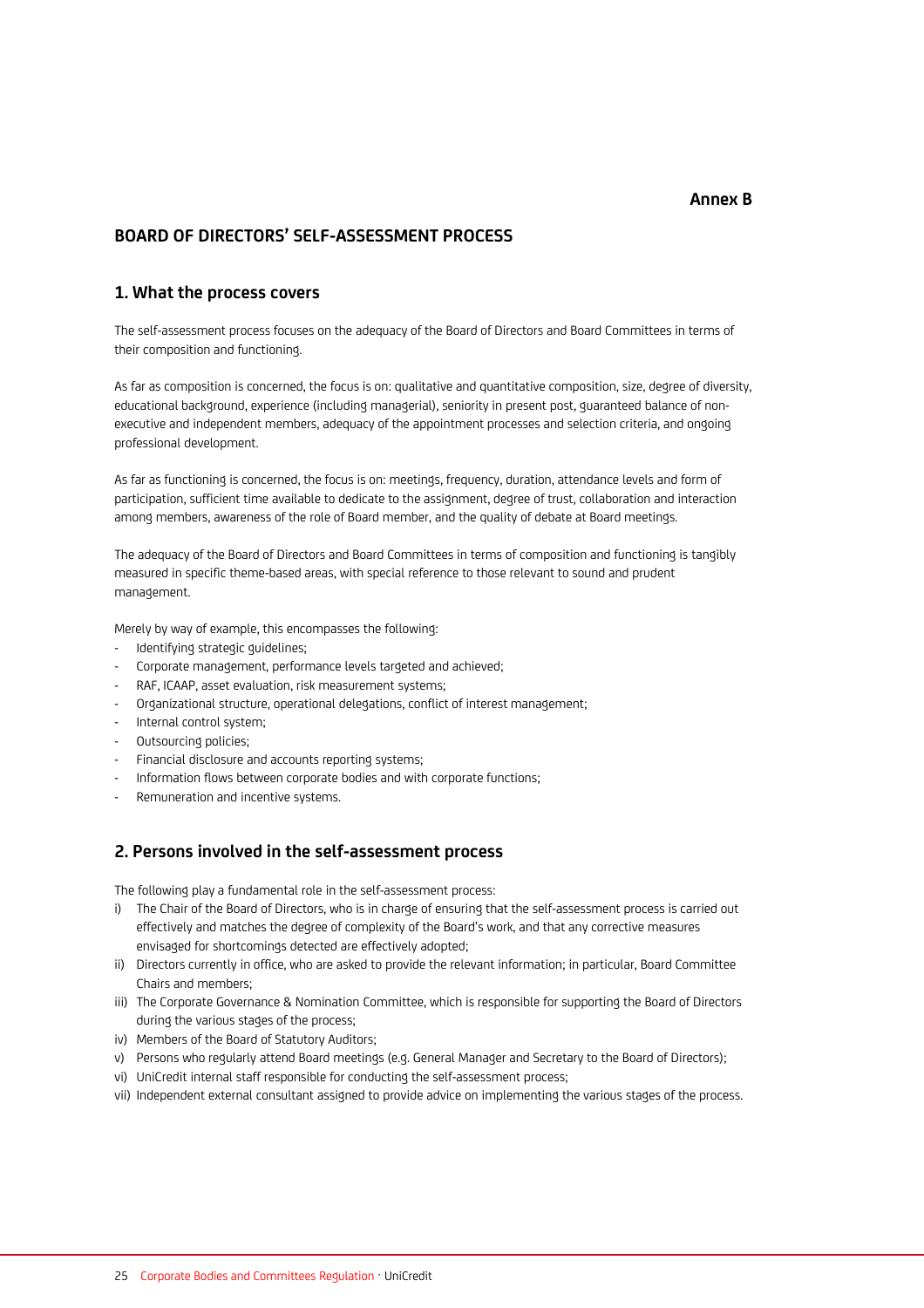**Annex B**

# BOARD OF DIRECTORS' SELF-ASSESSMENT PROCESS

## 1. What the process covers

The self-assessment process focuses on the adequacy of the Board of Directors and Board Committees in terms of their composition and functioning.

As far as composition is concerned, the focus is on: qualitative and quantitative composition, size, degree of diversity, educational background, experience (including managerial), seniority in present post, guaranteed balance of non-executive and independent members, adequacy of the appointment processes and selection criteria, and ongoing professional development.

As far as functioning is concerned, the focus is on: meetings, frequency, duration, attendance levels and form of participation, sufficient time available to dedicate to the assignment, degree of trust, collaboration and interaction among members, awareness of the role of Board member, and the quality of debate at Board meetings.

The adequacy of the Board of Directors and Board Committees in terms of composition and functioning is tangibly measured in specific theme-based areas, with special reference to those relevant to sound and prudent management.

Merely by way of example, this encompasses the following:

- Identifying strategic guidelines;
- Corporate management, performance levels targeted and achieved;
- RAF, ICAAP, asset evaluation, risk measurement systems;
- Organizational structure, operational delegations, conflict of interest management;
- Internal control system;
- Outsourcing policies;
- Financial disclosure and accounts reporting systems;
- Information flows between corporate bodies and with corporate functions;
- Remuneration and incentive systems.

## 2. Persons involved in the self-assessment process

The following play a fundamental role in the self-assessment process:

i) The Chair of the Board of Directors, who is in charge of ensuring that the self-assessment process is carried out effectively and matches the degree of complexity of the Board's work, and that any corrective measures envisaged for shortcomings detected are effectively adopted;
ii) Directors currently in office, who are asked to provide the relevant information; in particular, Board Committee Chairs and members;
iii) The Corporate Governance & Nomination Committee, which is responsible for supporting the Board of Directors during the various stages of the process;
iv) Members of the Board of Statutory Auditors;
v) Persons who regularly attend Board meetings (e.g. General Manager and Secretary to the Board of Directors);
vi) UniCredit internal staff responsible for conducting the self-assessment process;
vii) Independent external consultant assigned to provide advice on implementing the various stages of the process.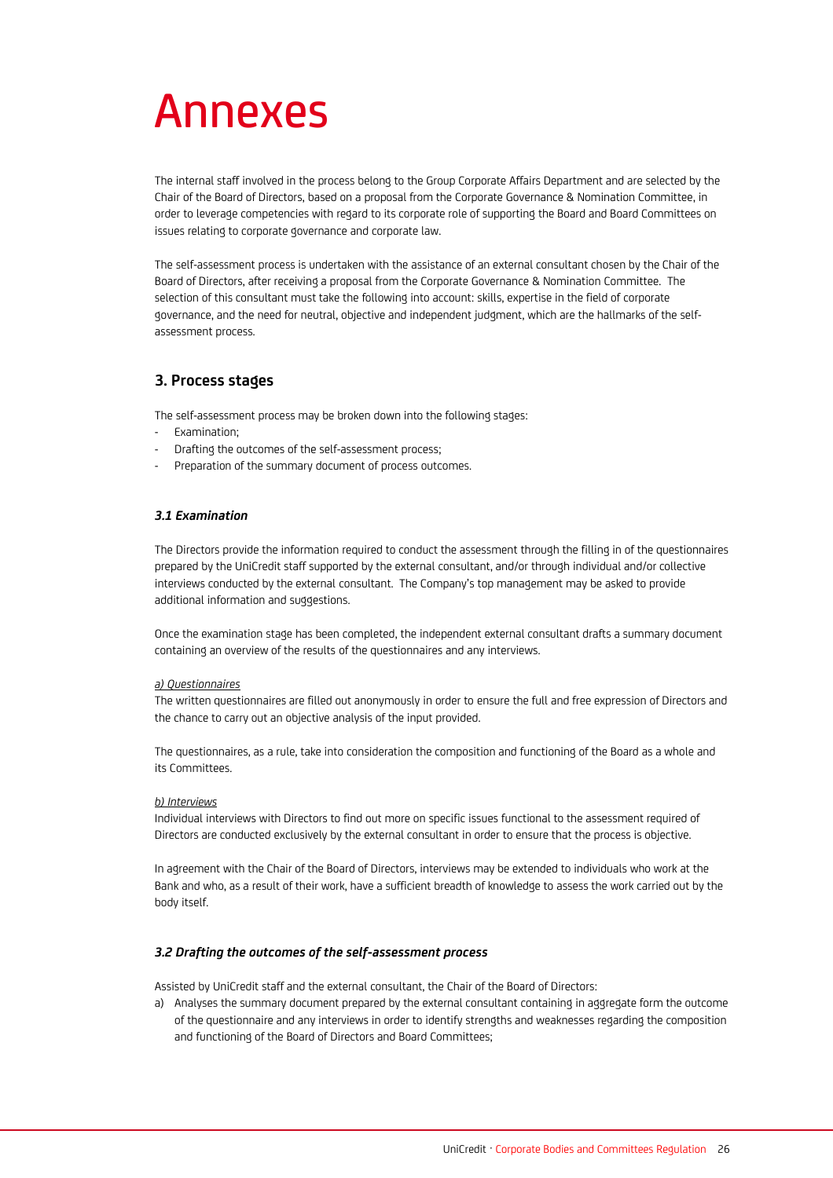# Annexes

The internal staff involved in the process belong to the Group Corporate Affairs Department and are selected by the Chair of the Board of Directors, based on a proposal from the Corporate Governance & Nomination Committee, in order to leverage competencies with regard to its corporate role of supporting the Board and Board Committees on issues relating to corporate governance and corporate law.

The self-assessment process is undertaken with the assistance of an external consultant chosen by the Chair of the Board of Directors, after receiving a proposal from the Corporate Governance & Nomination Committee. The selection of this consultant must take the following into account: skills, expertise in the field of corporate governance, and the need for neutral, objective and independent judgment, which are the hallmarks of the self-assessment process.

## 3. Process stages

The self-assessment process may be broken down into the following stages:
- Examination;
- Drafting the outcomes of the self-assessment process;
- Preparation of the summary document of process outcomes.

### *3.1 Examination*

The Directors provide the information required to conduct the assessment through the filling in of the questionnaires prepared by the UniCredit staff supported by the external consultant, and/or through individual and/or collective interviews conducted by the external consultant. The Company's top management may be asked to provide additional information and suggestions.

Once the examination stage has been completed, the independent external consultant drafts a summary document containing an overview of the results of the questionnaires and any interviews.

*a) Questionnaires*
The written questionnaires are filled out anonymously in order to ensure the full and free expression of Directors and the chance to carry out an objective analysis of the input provided.

The questionnaires, as a rule, take into consideration the composition and functioning of the Board as a whole and its Committees.

*b) Interviews*
Individual interviews with Directors to find out more on specific issues functional to the assessment required of Directors are conducted exclusively by the external consultant in order to ensure that the process is objective.

In agreement with the Chair of the Board of Directors, interviews may be extended to individuals who work at the Bank and who, as a result of their work, have a sufficient breadth of knowledge to assess the work carried out by the body itself.

### *3.2 Drafting the outcomes of the self-assessment process*

Assisted by UniCredit staff and the external consultant, the Chair of the Board of Directors:

a) Analyses the summary document prepared by the external consultant containing in aggregate form the outcome of the questionnaire and any interviews in order to identify strengths and weaknesses regarding the composition and functioning of the Board of Directors and Board Committees;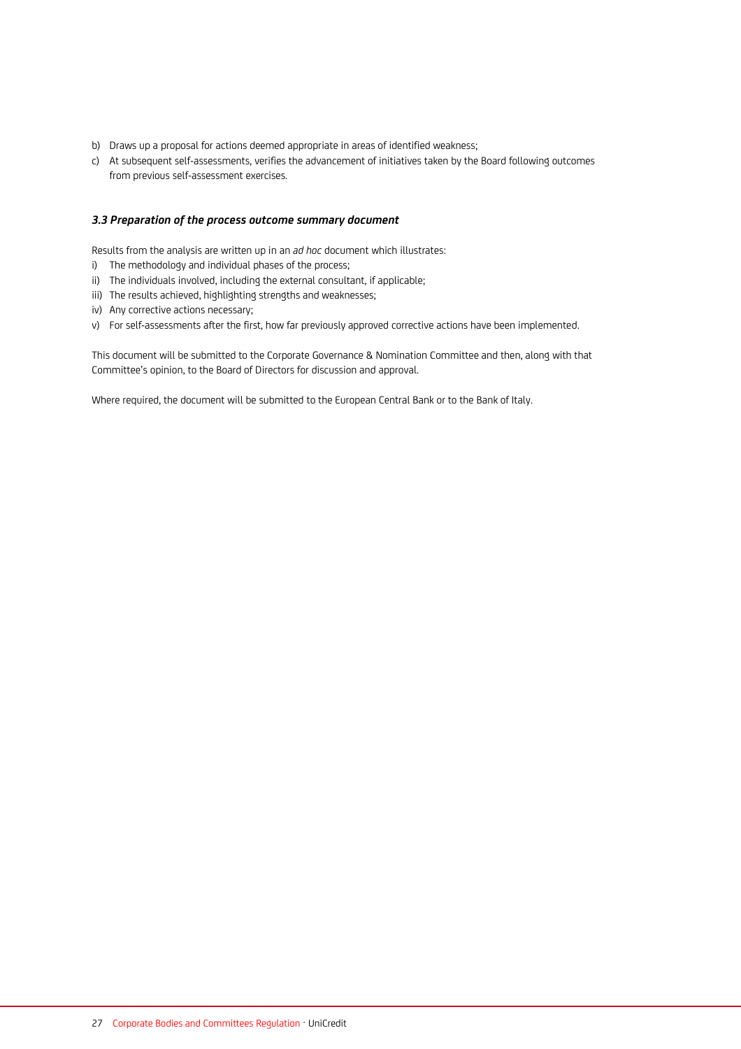b) Draws up a proposal for actions deemed appropriate in areas of identified weakness;
c) At subsequent self-assessments, verifies the advancement of initiatives taken by the Board following outcomes from previous self-assessment exercises.

### *3.3 Preparation of the process outcome summary document*

Results from the analysis are written up in an *ad hoc* document which illustrates:

i) The methodology and individual phases of the process;
ii) The individuals involved, including the external consultant, if applicable;
iii) The results achieved, highlighting strengths and weaknesses;
iv) Any corrective actions necessary;
v) For self-assessments after the first, how far previously approved corrective actions have been implemented.

This document will be submitted to the Corporate Governance & Nomination Committee and then, along with that Committee's opinion, to the Board of Directors for discussion and approval.

Where required, the document will be submitted to the European Central Bank or to the Bank of Italy.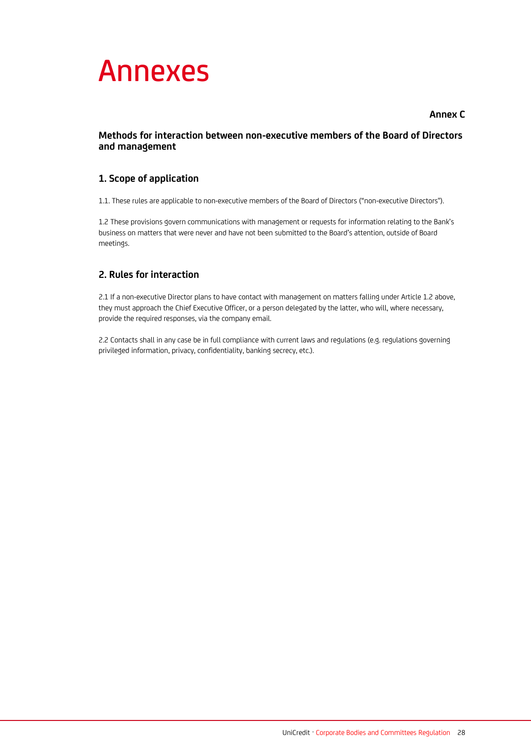# Annexes

**Annex C**

### Methods for interaction between non-executive members of the Board of Directors and management

## 1. Scope of application

1.1. These rules are applicable to non-executive members of the Board of Directors ("non-executive Directors").

1.2 These provisions govern communications with management or requests for information relating to the Bank's business on matters that were never and have not been submitted to the Board's attention, outside of Board meetings.

## 2. Rules for interaction

2.1 If a non-executive Director plans to have contact with management on matters falling under Article 1.2 above, they must approach the Chief Executive Officer, or a person delegated by the latter, who will, where necessary, provide the required responses, via the company email.

2.2 Contacts shall in any case be in full compliance with current laws and regulations (e.g. regulations governing privileged information, privacy, confidentiality, banking secrecy, etc.).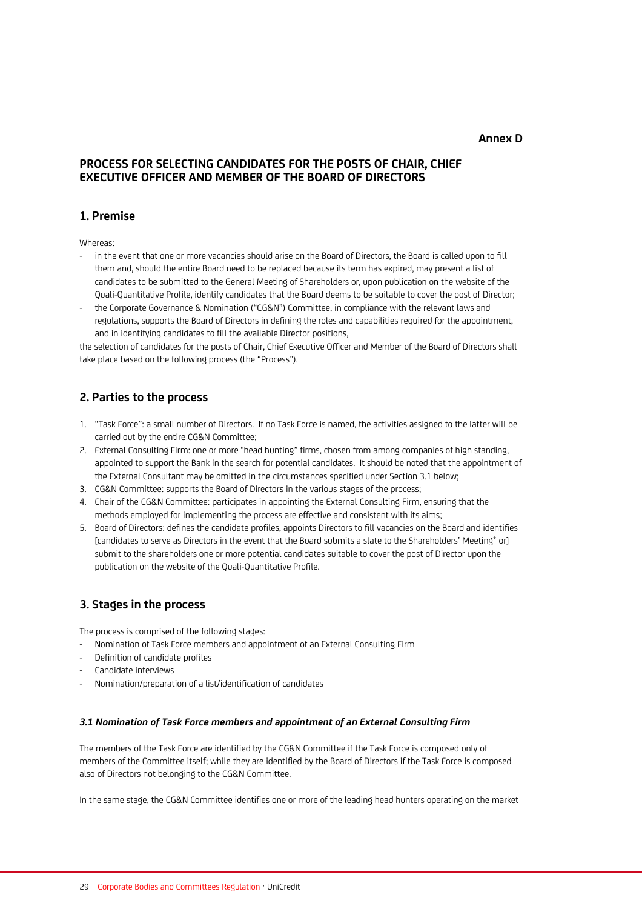**Annex D**

## PROCESS FOR SELECTING CANDIDATES FOR THE POSTS OF CHAIR, CHIEF EXECUTIVE OFFICER AND MEMBER OF THE BOARD OF DIRECTORS

### 1. Premise

Whereas:

- in the event that one or more vacancies should arise on the Board of Directors, the Board is called upon to fill them and, should the entire Board need to be replaced because its term has expired, may present a list of candidates to be submitted to the General Meeting of Shareholders or, upon publication on the website of the Quali-Quantitative Profile, identify candidates that the Board deems to be suitable to cover the post of Director;
- the Corporate Governance & Nomination ("CG&N") Committee, in compliance with the relevant laws and regulations, supports the Board of Directors in defining the roles and capabilities required for the appointment, and in identifying candidates to fill the available Director positions,

the selection of candidates for the posts of Chair, Chief Executive Officer and Member of the Board of Directors shall take place based on the following process (the "Process").

### 2. Parties to the process

1. "Task Force": a small number of Directors. If no Task Force is named, the activities assigned to the latter will be carried out by the entire CG&N Committee;
2. External Consulting Firm: one or more "head hunting" firms, chosen from among companies of high standing, appointed to support the Bank in the search for potential candidates. It should be noted that the appointment of the External Consultant may be omitted in the circumstances specified under Section 3.1 below;
3. CG&N Committee: supports the Board of Directors in the various stages of the process;
4. Chair of the CG&N Committee: participates in appointing the External Consulting Firm, ensuring that the methods employed for implementing the process are effective and consistent with its aims;
5. Board of Directors: defines the candidate profiles, appoints Directors to fill vacancies on the Board and identifies [candidates to serve as Directors in the event that the Board submits a slate to the Shareholders' Meeting* or] submit to the shareholders one or more potential candidates suitable to cover the post of Director upon the publication on the website of the Quali-Quantitative Profile.

### 3. Stages in the process

The process is comprised of the following stages:

- Nomination of Task Force members and appointment of an External Consulting Firm
- Definition of candidate profiles
- Candidate interviews
- Nomination/preparation of a list/identification of candidates

#### *3.1 Nomination of Task Force members and appointment of an External Consulting Firm*

The members of the Task Force are identified by the CG&N Committee if the Task Force is composed only of members of the Committee itself; while they are identified by the Board of Directors if the Task Force is composed also of Directors not belonging to the CG&N Committee.

In the same stage, the CG&N Committee identifies one or more of the leading head hunters operating on the market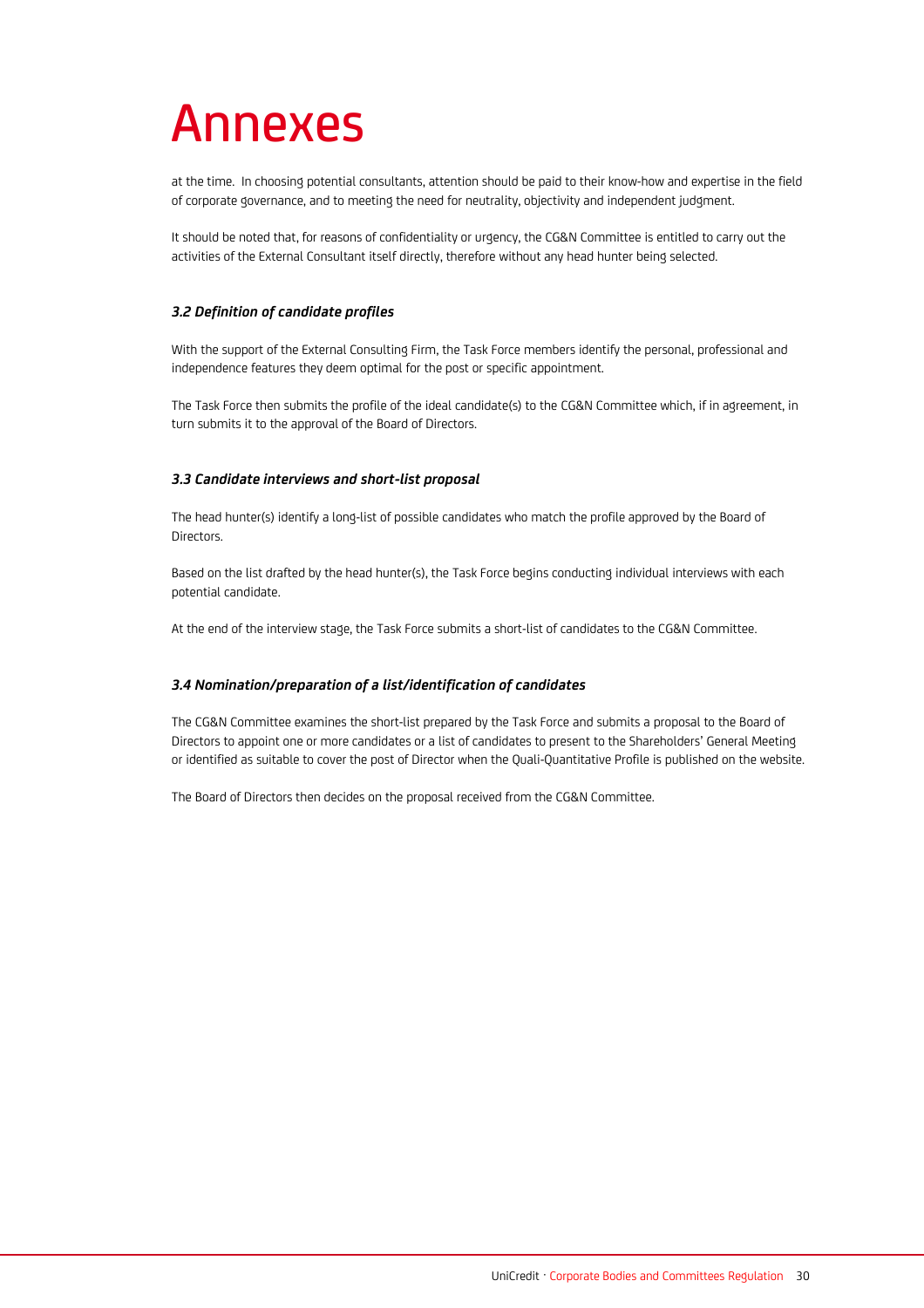# Annexes

at the time. In choosing potential consultants, attention should be paid to their know-how and expertise in the field of corporate governance, and to meeting the need for neutrality, objectivity and independent judgment.

It should be noted that, for reasons of confidentiality or urgency, the CG&N Committee is entitled to carry out the activities of the External Consultant itself directly, therefore without any head hunter being selected.

### *3.2 Definition of candidate profiles*

With the support of the External Consulting Firm, the Task Force members identify the personal, professional and independence features they deem optimal for the post or specific appointment.

The Task Force then submits the profile of the ideal candidate(s) to the CG&N Committee which, if in agreement, in turn submits it to the approval of the Board of Directors.

### *3.3 Candidate interviews and short-list proposal*

The head hunter(s) identify a long-list of possible candidates who match the profile approved by the Board of Directors.

Based on the list drafted by the head hunter(s), the Task Force begins conducting individual interviews with each potential candidate.

At the end of the interview stage, the Task Force submits a short-list of candidates to the CG&N Committee.

### *3.4 Nomination/preparation of a list/identification of candidates*

The CG&N Committee examines the short-list prepared by the Task Force and submits a proposal to the Board of Directors to appoint one or more candidates or a list of candidates to present to the Shareholders' General Meeting or identified as suitable to cover the post of Director when the Quali-Quantitative Profile is published on the website.

The Board of Directors then decides on the proposal received from the CG&N Committee.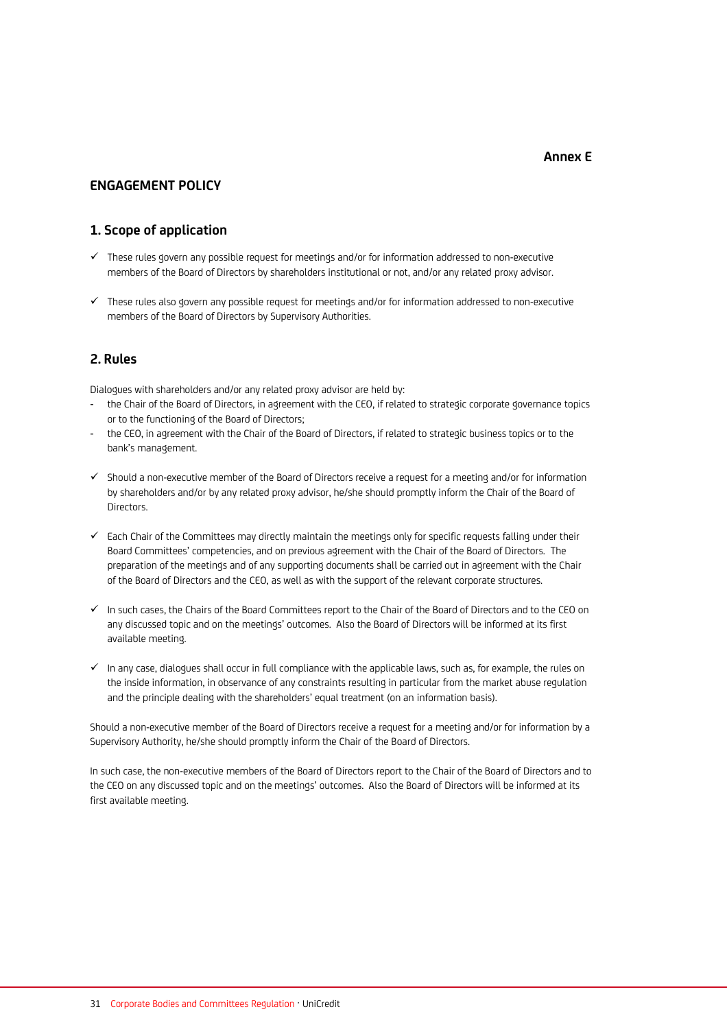**Annex E**

## ENGAGEMENT POLICY

### 1. Scope of application

- ✓ These rules govern any possible request for meetings and/or for information addressed to non-executive members of the Board of Directors by shareholders institutional or not, and/or any related proxy advisor.
- ✓ These rules also govern any possible request for meetings and/or for information addressed to non-executive members of the Board of Directors by Supervisory Authorities.

### 2. Rules

Dialogues with shareholders and/or any related proxy advisor are held by:

- the Chair of the Board of Directors, in agreement with the CEO, if related to strategic corporate governance topics or to the functioning of the Board of Directors;
- the CEO, in agreement with the Chair of the Board of Directors, if related to strategic business topics or to the bank's management.

- ✓ Should a non-executive member of the Board of Directors receive a request for a meeting and/or for information by shareholders and/or by any related proxy advisor, he/she should promptly inform the Chair of the Board of Directors.
- ✓ Each Chair of the Committees may directly maintain the meetings only for specific requests falling under their Board Committees' competencies, and on previous agreement with the Chair of the Board of Directors. The preparation of the meetings and of any supporting documents shall be carried out in agreement with the Chair of the Board of Directors and the CEO, as well as with the support of the relevant corporate structures.
- ✓ In such cases, the Chairs of the Board Committees report to the Chair of the Board of Directors and to the CEO on any discussed topic and on the meetings' outcomes. Also the Board of Directors will be informed at its first available meeting.
- ✓ In any case, dialogues shall occur in full compliance with the applicable laws, such as, for example, the rules on the inside information, in observance of any constraints resulting in particular from the market abuse regulation and the principle dealing with the shareholders' equal treatment (on an information basis).

Should a non-executive member of the Board of Directors receive a request for a meeting and/or for information by a Supervisory Authority, he/she should promptly inform the Chair of the Board of Directors.

In such case, the non-executive members of the Board of Directors report to the Chair of the Board of Directors and to the CEO on any discussed topic and on the meetings' outcomes. Also the Board of Directors will be informed at its first available meeting.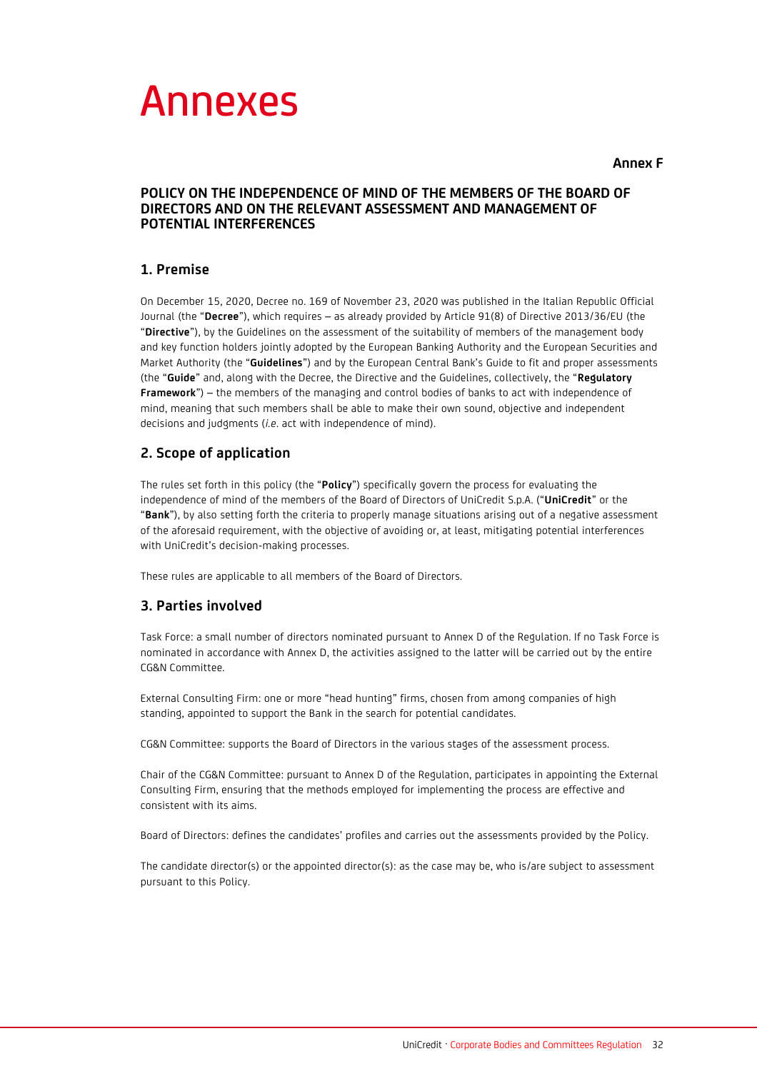# Annexes

**Annex F**

### POLICY ON THE INDEPENDENCE OF MIND OF THE MEMBERS OF THE BOARD OF DIRECTORS AND ON THE RELEVANT ASSESSMENT AND MANAGEMENT OF POTENTIAL INTERFERENCES

## 1. Premise

On December 15, 2020, Decree no. 169 of November 23, 2020 was published in the Italian Republic Official Journal (the "**Decree**"), which requires – as already provided by Article 91(8) of Directive 2013/36/EU (the "**Directive**"), by the Guidelines on the assessment of the suitability of members of the management body and key function holders jointly adopted by the European Banking Authority and the European Securities and Market Authority (the "**Guidelines**") and by the European Central Bank's Guide to fit and proper assessments (the "**Guide**" and, along with the Decree, the Directive and the Guidelines, collectively, the "**Regulatory Framework**") – the members of the managing and control bodies of banks to act with independence of mind, meaning that such members shall be able to make their own sound, objective and independent decisions and judgments (*i.e.* act with independence of mind).

## 2. Scope of application

The rules set forth in this policy (the "**Policy**") specifically govern the process for evaluating the independence of mind of the members of the Board of Directors of UniCredit S.p.A. ("**UniCredit**" or the "**Bank**"), by also setting forth the criteria to properly manage situations arising out of a negative assessment of the aforesaid requirement, with the objective of avoiding or, at least, mitigating potential interferences with UniCredit's decision-making processes.

These rules are applicable to all members of the Board of Directors.

## 3. Parties involved

Task Force: a small number of directors nominated pursuant to Annex D of the Regulation. If no Task Force is nominated in accordance with Annex D, the activities assigned to the latter will be carried out by the entire CG&N Committee.

External Consulting Firm: one or more "head hunting" firms, chosen from among companies of high standing, appointed to support the Bank in the search for potential candidates.

CG&N Committee: supports the Board of Directors in the various stages of the assessment process.

Chair of the CG&N Committee: pursuant to Annex D of the Regulation, participates in appointing the External Consulting Firm, ensuring that the methods employed for implementing the process are effective and consistent with its aims.

Board of Directors: defines the candidates' profiles and carries out the assessments provided by the Policy.

The candidate director(s) or the appointed director(s): as the case may be, who is/are subject to assessment pursuant to this Policy.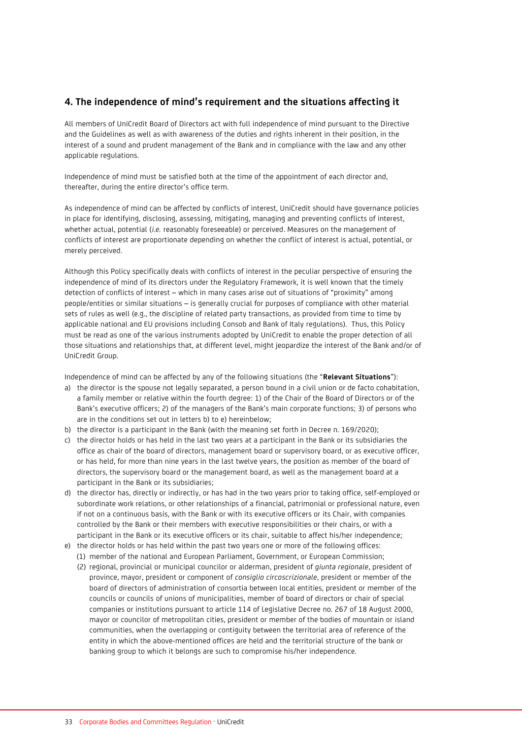## 4. The independence of mind's requirement and the situations affecting it

All members of UniCredit Board of Directors act with full independence of mind pursuant to the Directive and the Guidelines as well as with awareness of the duties and rights inherent in their position, in the interest of a sound and prudent management of the Bank and in compliance with the law and any other applicable regulations.

Independence of mind must be satisfied both at the time of the appointment of each director and, thereafter, during the entire director's office term.

As independence of mind can be affected by conflicts of interest, UniCredit should have governance policies in place for identifying, disclosing, assessing, mitigating, managing and preventing conflicts of interest, whether actual, potential (*i.e.* reasonably foreseeable) or perceived. Measures on the management of conflicts of interest are proportionate depending on whether the conflict of interest is actual, potential, or merely perceived.

Although this Policy specifically deals with conflicts of interest in the peculiar perspective of ensuring the independence of mind of its directors under the Regulatory Framework, it is well known that the timely detection of conflicts of interest – which in many cases arise out of situations of "proximity" among people/entities or similar situations – is generally crucial for purposes of compliance with other material sets of rules as well (e.g., the discipline of related party transactions, as provided from time to time by applicable national and EU provisions including Consob and Bank of Italy regulations). Thus, this Policy must be read as one of the various instruments adopted by UniCredit to enable the proper detection of all those situations and relationships that, at different level, might jeopardize the interest of the Bank and/or of UniCredit Group.

Independence of mind can be affected by any of the following situations (the "**Relevant Situations**"):

a) the director is the spouse not legally separated, a person bound in a civil union or de facto cohabitation, a family member or relative within the fourth degree: 1) of the Chair of the Board of Directors or of the Bank's executive officers; 2) of the managers of the Bank's main corporate functions; 3) of persons who are in the conditions set out in letters b) to e) hereinbelow;
b) the director is a participant in the Bank (with the meaning set forth in Decree n. 169/2020);
c) the director holds or has held in the last two years at a participant in the Bank or its subsidiaries the office as chair of the board of directors, management board or supervisory board, or as executive officer, or has held, for more than nine years in the last twelve years, the position as member of the board of directors, the supervisory board or the management board, as well as the management board at a participant in the Bank or its subsidiaries;
d) the director has, directly or indirectly, or has had in the two years prior to taking office, self-employed or subordinate work relations, or other relationships of a financial, patrimonial or professional nature, even if not on a continuous basis, with the Bank or with its executive officers or its Chair, with companies controlled by the Bank or their members with executive responsibilities or their chairs, or with a participant in the Bank or its executive officers or its chair, suitable to affect his/her independence;
e) the director holds or has held within the past two years one or more of the following offices:
   (1) member of the national and European Parliament, Government, or European Commission;
   (2) regional, provincial or municipal councilor or alderman, president of *giunta regionale*, president of province, mayor, president or component of *consiglio circoscrizionale*, president or member of the board of directors of administration of consortia between local entities, president or member of the councils or councils of unions of municipalities, member of board of directors or chair of special companies or institutions pursuant to article 114 of Legislative Decree no. 267 of 18 August 2000, mayor or councilor of metropolitan cities, president or member of the bodies of mountain or island communities, when the overlapping or contiguity between the territorial area of reference of the entity in which the above-mentioned offices are held and the territorial structure of the bank or banking group to which it belongs are such to compromise his/her independence.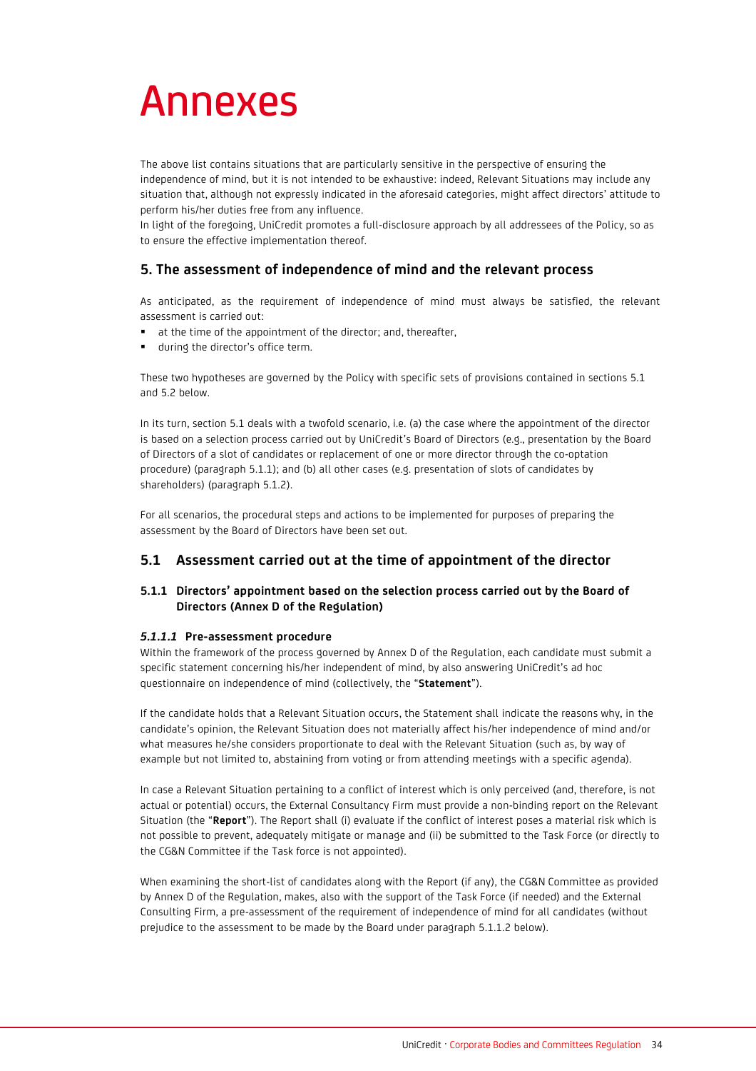# Annexes

The above list contains situations that are particularly sensitive in the perspective of ensuring the independence of mind, but it is not intended to be exhaustive: indeed, Relevant Situations may include any situation that, although not expressly indicated in the aforesaid categories, might affect directors' attitude to perform his/her duties free from any influence.
In light of the foregoing, UniCredit promotes a full-disclosure approach by all addressees of the Policy, so as to ensure the effective implementation thereof.

## 5. The assessment of independence of mind and the relevant process

As anticipated, as the requirement of independence of mind must always be satisfied, the relevant assessment is carried out:

- at the time of the appointment of the director; and, thereafter,
- during the director's office term.

These two hypotheses are governed by the Policy with specific sets of provisions contained in sections 5.1 and 5.2 below.

In its turn, section 5.1 deals with a twofold scenario, i.e. (a) the case where the appointment of the director is based on a selection process carried out by UniCredit's Board of Directors (e.g., presentation by the Board of Directors of a slot of candidates or replacement of one or more director through the co-optation procedure) (paragraph 5.1.1); and (b) all other cases (e.g. presentation of slots of candidates by shareholders) (paragraph 5.1.2).

For all scenarios, the procedural steps and actions to be implemented for purposes of preparing the assessment by the Board of Directors have been set out.

## 5.1 Assessment carried out at the time of appointment of the director

### 5.1.1 Directors' appointment based on the selection process carried out by the Board of Directors (Annex D of the Regulation)

#### *5.1.1.1* Pre-assessment procedure

Within the framework of the process governed by Annex D of the Regulation, each candidate must submit a specific statement concerning his/her independent of mind, by also answering UniCredit's ad hoc questionnaire on independence of mind (collectively, the "**Statement**").

If the candidate holds that a Relevant Situation occurs, the Statement shall indicate the reasons why, in the candidate's opinion, the Relevant Situation does not materially affect his/her independence of mind and/or what measures he/she considers proportionate to deal with the Relevant Situation (such as, by way of example but not limited to, abstaining from voting or from attending meetings with a specific agenda).

In case a Relevant Situation pertaining to a conflict of interest which is only perceived (and, therefore, is not actual or potential) occurs, the External Consultancy Firm must provide a non-binding report on the Relevant Situation (the "**Report**"). The Report shall (i) evaluate if the conflict of interest poses a material risk which is not possible to prevent, adequately mitigate or manage and (ii) be submitted to the Task Force (or directly to the CG&N Committee if the Task force is not appointed).

When examining the short-list of candidates along with the Report (if any), the CG&N Committee as provided by Annex D of the Regulation, makes, also with the support of the Task Force (if needed) and the External Consulting Firm, a pre-assessment of the requirement of independence of mind for all candidates (without prejudice to the assessment to be made by the Board under paragraph 5.1.1.2 below).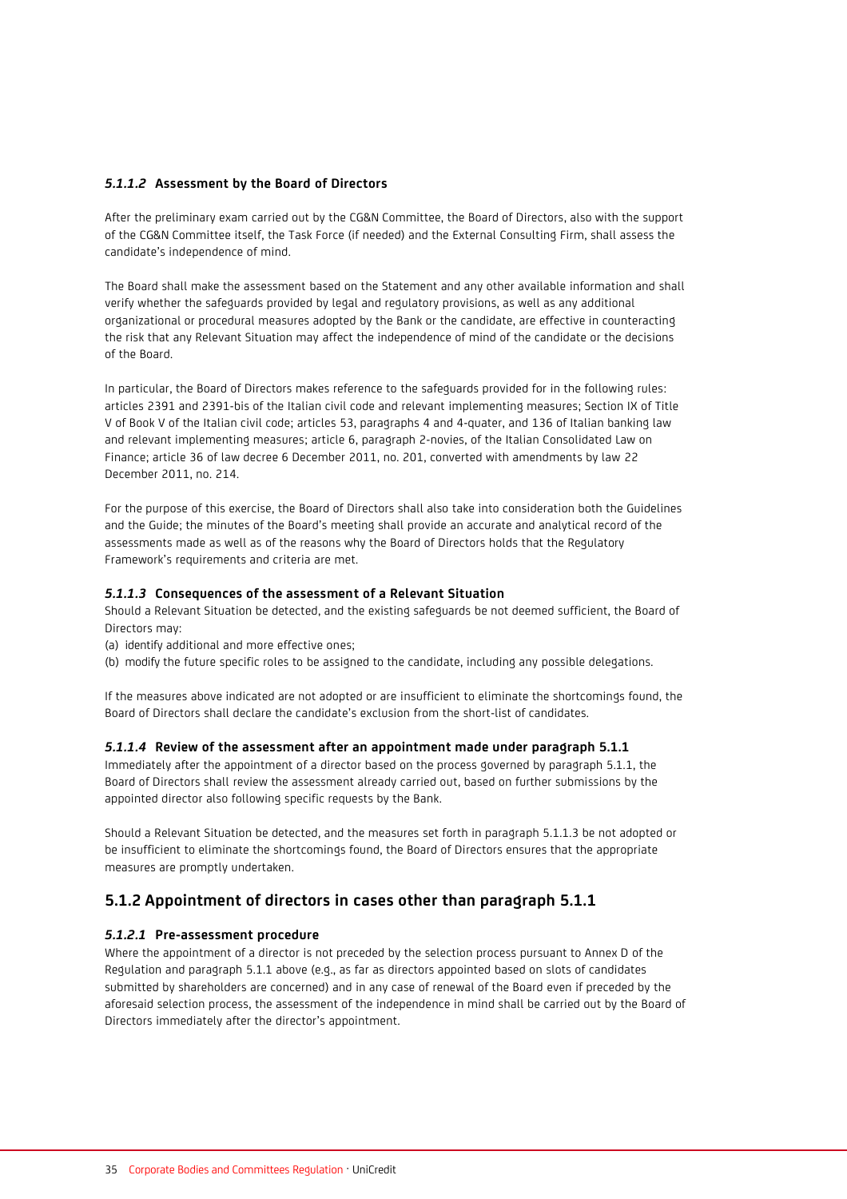#### *5.1.1.2* Assessment by the Board of Directors

After the preliminary exam carried out by the CG&N Committee, the Board of Directors, also with the support of the CG&N Committee itself, the Task Force (if needed) and the External Consulting Firm, shall assess the candidate's independence of mind.

The Board shall make the assessment based on the Statement and any other available information and shall verify whether the safeguards provided by legal and regulatory provisions, as well as any additional organizational or procedural measures adopted by the Bank or the candidate, are effective in counteracting the risk that any Relevant Situation may affect the independence of mind of the candidate or the decisions of the Board.

In particular, the Board of Directors makes reference to the safeguards provided for in the following rules: articles 2391 and 2391-bis of the Italian civil code and relevant implementing measures; Section IX of Title V of Book V of the Italian civil code; articles 53, paragraphs 4 and 4-quater, and 136 of Italian banking law and relevant implementing measures; article 6, paragraph 2-novies, of the Italian Consolidated Law on Finance; article 36 of law decree 6 December 2011, no. 201, converted with amendments by law 22 December 2011, no. 214.

For the purpose of this exercise, the Board of Directors shall also take into consideration both the Guidelines and the Guide; the minutes of the Board's meeting shall provide an accurate and analytical record of the assessments made as well as of the reasons why the Board of Directors holds that the Regulatory Framework's requirements and criteria are met.

#### *5.1.1.3* Consequences of the assessment of a Relevant Situation

Should a Relevant Situation be detected, and the existing safeguards be not deemed sufficient, the Board of Directors may:

(a) identify additional and more effective ones;
(b) modify the future specific roles to be assigned to the candidate, including any possible delegations.

If the measures above indicated are not adopted or are insufficient to eliminate the shortcomings found, the Board of Directors shall declare the candidate's exclusion from the short-list of candidates.

#### *5.1.1.4* Review of the assessment after an appointment made under paragraph 5.1.1

Immediately after the appointment of a director based on the process governed by paragraph 5.1.1, the Board of Directors shall review the assessment already carried out, based on further submissions by the appointed director also following specific requests by the Bank.

Should a Relevant Situation be detected, and the measures set forth in paragraph 5.1.1.3 be not adopted or be insufficient to eliminate the shortcomings found, the Board of Directors ensures that the appropriate measures are promptly undertaken.

### 5.1.2 Appointment of directors in cases other than paragraph 5.1.1

#### *5.1.2.1* Pre-assessment procedure

Where the appointment of a director is not preceded by the selection process pursuant to Annex D of the Regulation and paragraph 5.1.1 above (e.g., as far as directors appointed based on slots of candidates submitted by shareholders are concerned) and in any case of renewal of the Board even if preceded by the aforesaid selection process, the assessment of the independence in mind shall be carried out by the Board of Directors immediately after the director's appointment.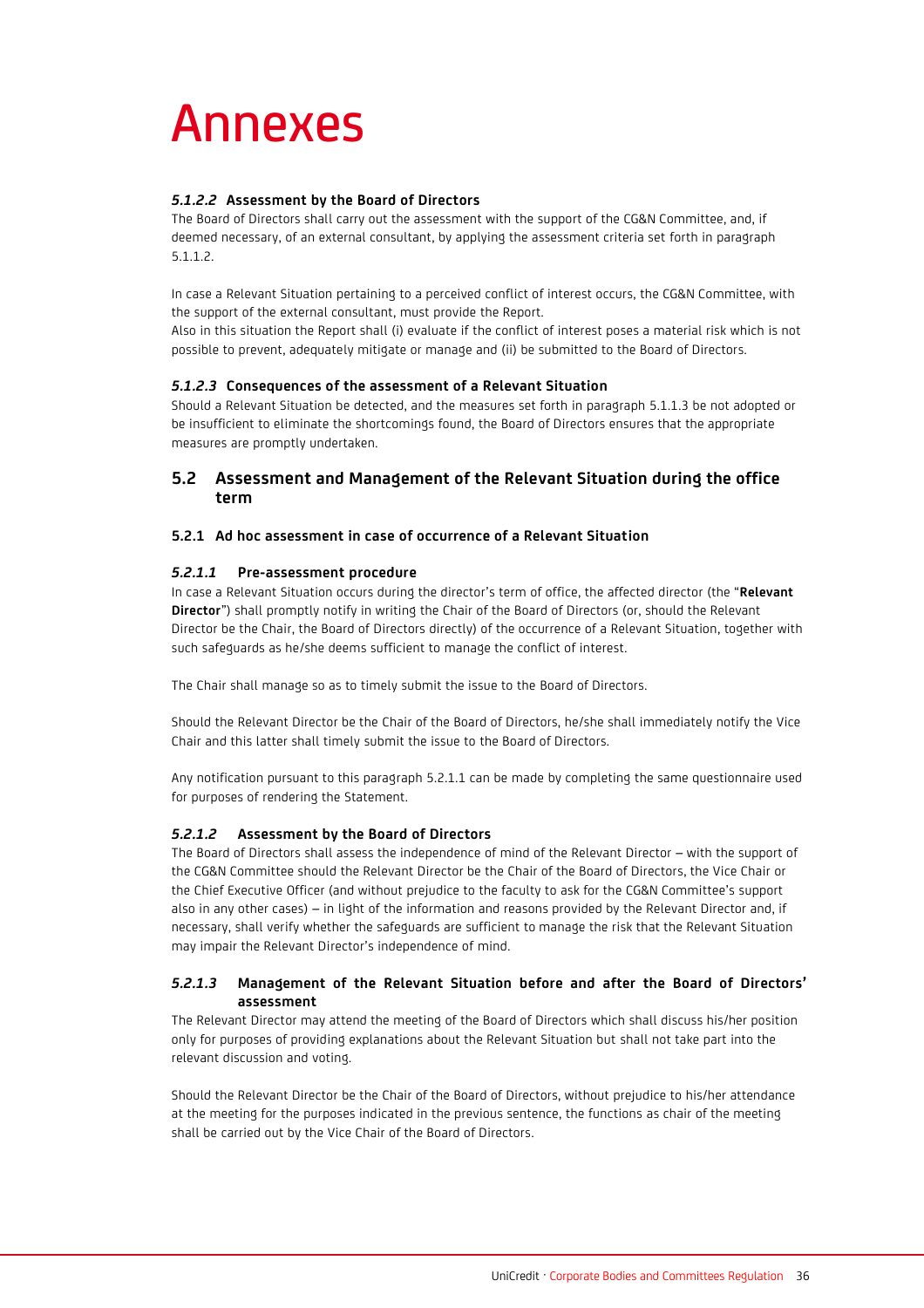# Annexes

#### *5.1.2.2* Assessment by the Board of Directors

The Board of Directors shall carry out the assessment with the support of the CG&N Committee, and, if deemed necessary, of an external consultant, by applying the assessment criteria set forth in paragraph 5.1.1.2.

In case a Relevant Situation pertaining to a perceived conflict of interest occurs, the CG&N Committee, with the support of the external consultant, must provide the Report.
Also in this situation the Report shall (i) evaluate if the conflict of interest poses a material risk which is not possible to prevent, adequately mitigate or manage and (ii) be submitted to the Board of Directors.

#### *5.1.2.3* Consequences of the assessment of a Relevant Situation

Should a Relevant Situation be detected, and the measures set forth in paragraph 5.1.1.3 be not adopted or be insufficient to eliminate the shortcomings found, the Board of Directors ensures that the appropriate measures are promptly undertaken.

## 5.2 Assessment and Management of the Relevant Situation during the office term

### 5.2.1 Ad hoc assessment in case of occurrence of a Relevant Situation

#### *5.2.1.1* Pre-assessment procedure

In case a Relevant Situation occurs during the director's term of office, the affected director (the "**Relevant Director**") shall promptly notify in writing the Chair of the Board of Directors (or, should the Relevant Director be the Chair, the Board of Directors directly) of the occurrence of a Relevant Situation, together with such safeguards as he/she deems sufficient to manage the conflict of interest.

The Chair shall manage so as to timely submit the issue to the Board of Directors.

Should the Relevant Director be the Chair of the Board of Directors, he/she shall immediately notify the Vice Chair and this latter shall timely submit the issue to the Board of Directors.

Any notification pursuant to this paragraph 5.2.1.1 can be made by completing the same questionnaire used for purposes of rendering the Statement.

#### *5.2.1.2* Assessment by the Board of Directors

The Board of Directors shall assess the independence of mind of the Relevant Director – with the support of the CG&N Committee should the Relevant Director be the Chair of the Board of Directors, the Vice Chair or the Chief Executive Officer (and without prejudice to the faculty to ask for the CG&N Committee's support also in any other cases) – in light of the information and reasons provided by the Relevant Director and, if necessary, shall verify whether the safeguards are sufficient to manage the risk that the Relevant Situation may impair the Relevant Director's independence of mind.

#### *5.2.1.3* Management of the Relevant Situation before and after the Board of Directors' assessment

The Relevant Director may attend the meeting of the Board of Directors which shall discuss his/her position only for purposes of providing explanations about the Relevant Situation but shall not take part into the relevant discussion and voting.

Should the Relevant Director be the Chair of the Board of Directors, without prejudice to his/her attendance at the meeting for the purposes indicated in the previous sentence, the functions as chair of the meeting shall be carried out by the Vice Chair of the Board of Directors.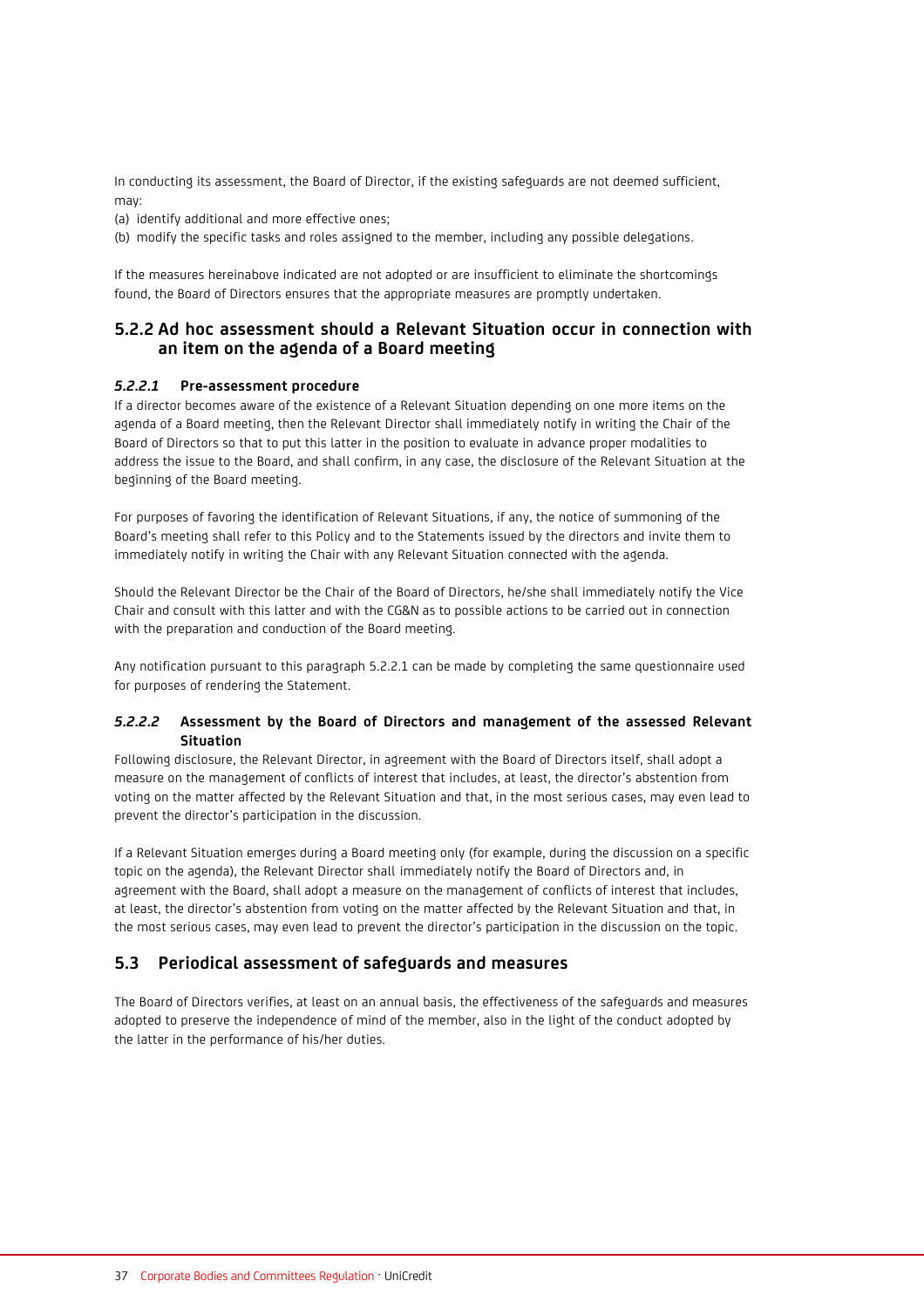In conducting its assessment, the Board of Director, if the existing safeguards are not deemed sufficient, may:

(a) identify additional and more effective ones;

(b) modify the specific tasks and roles assigned to the member, including any possible delegations.

If the measures hereinabove indicated are not adopted or are insufficient to eliminate the shortcomings found, the Board of Directors ensures that the appropriate measures are promptly undertaken.

### 5.2.2 Ad hoc assessment should a Relevant Situation occur in connection with an item on the agenda of a Board meeting

#### *5.2.2.1* Pre-assessment procedure

If a director becomes aware of the existence of a Relevant Situation depending on one more items on the agenda of a Board meeting, then the Relevant Director shall immediately notify in writing the Chair of the Board of Directors so that to put this latter in the position to evaluate in advance proper modalities to address the issue to the Board, and shall confirm, in any case, the disclosure of the Relevant Situation at the beginning of the Board meeting.

For purposes of favoring the identification of Relevant Situations, if any, the notice of summoning of the Board's meeting shall refer to this Policy and to the Statements issued by the directors and invite them to immediately notify in writing the Chair with any Relevant Situation connected with the agenda.

Should the Relevant Director be the Chair of the Board of Directors, he/she shall immediately notify the Vice Chair and consult with this latter and with the CG&N as to possible actions to be carried out in connection with the preparation and conduction of the Board meeting.

Any notification pursuant to this paragraph 5.2.2.1 can be made by completing the same questionnaire used for purposes of rendering the Statement.

#### *5.2.2.2* Assessment by the Board of Directors and management of the assessed Relevant Situation

Following disclosure, the Relevant Director, in agreement with the Board of Directors itself, shall adopt a measure on the management of conflicts of interest that includes, at least, the director's abstention from voting on the matter affected by the Relevant Situation and that, in the most serious cases, may even lead to prevent the director's participation in the discussion.

If a Relevant Situation emerges during a Board meeting only (for example, during the discussion on a specific topic on the agenda), the Relevant Director shall immediately notify the Board of Directors and, in agreement with the Board, shall adopt a measure on the management of conflicts of interest that includes, at least, the director's abstention from voting on the matter affected by the Relevant Situation and that, in the most serious cases, may even lead to prevent the director's participation in the discussion on the topic.

## 5.3 Periodical assessment of safeguards and measures

The Board of Directors verifies, at least on an annual basis, the effectiveness of the safeguards and measures adopted to preserve the independence of mind of the member, also in the light of the conduct adopted by the latter in the performance of his/her duties.